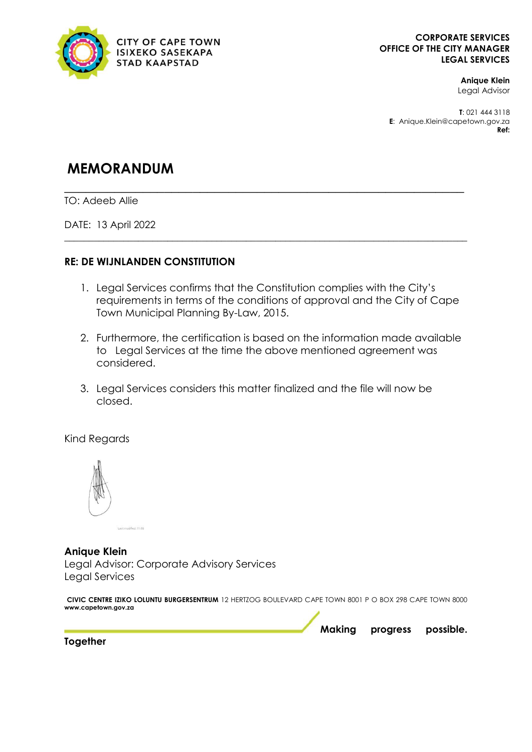CITY OF CAPE TOWN
ISIXEKO SASEKAPA
STAD KAAPSTAD

**CORPORATE SERVICES**
**OFFICE OF THE CITY MANAGER**
**LEGAL SERVICES**

**Anique Klein**
Legal Advisor

**T**: 021 444 3118
**E**: Anique.Klein@capetown.gov.za
**Ref:**

# MEMORANDUM

TO: Adeeb Allie

DATE: 13 April 2022

**RE: DE WIJNLANDEN CONSTITUTION**

1. Legal Services confirms that the Constitution complies with the City's requirements in terms of the conditions of approval and the City of Cape Town Municipal Planning By-Law, 2015.

2. Furthermore, the certification is based on the information made available to Legal Services at the time the above mentioned agreement was considered.

3. Legal Services considers this matter finalized and the file will now be closed.

Kind Regards

**Anique Klein**
Legal Advisor: Corporate Advisory Services
Legal Services

**CIVIC CENTRE IZIKO LOLUNTU BURGERSENTRUM** 12 HERTZOG BOULEVARD CAPE TOWN 8001 P O BOX 298 CAPE TOWN 8000
**www.capetown.gov.za**

**Making progress possible. Together**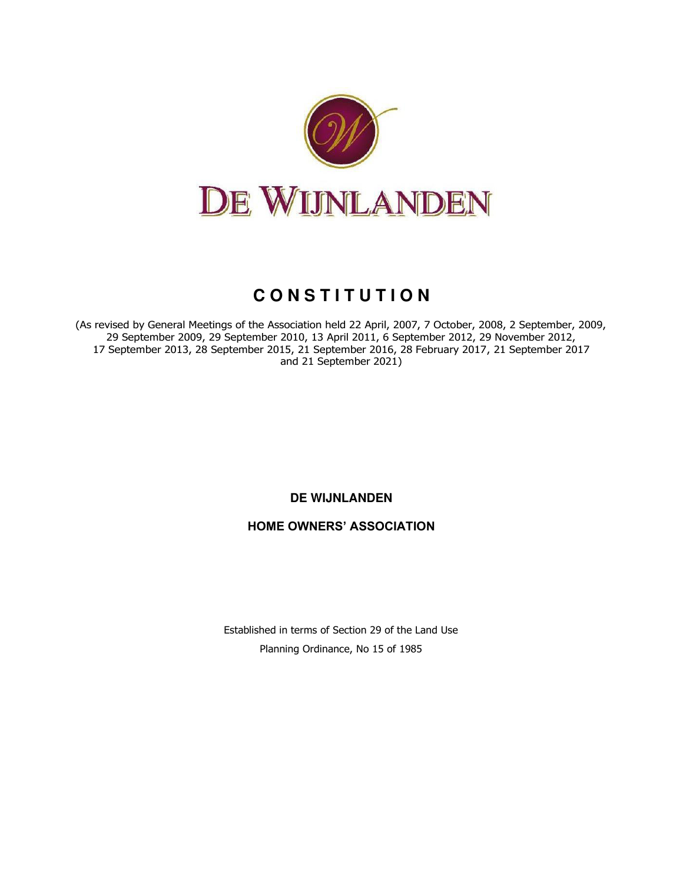# DE WIJNLANDEN

# C O N S T I T U T I O N

(As revised by General Meetings of the Association held 22 April, 2007, 7 October, 2008, 2 September, 2009, 29 September 2009, 29 September 2010, 13 April 2011, 6 September 2012, 29 November 2012, 17 September 2013, 28 September 2015, 21 September 2016, 28 February 2017, 21 September 2017 and 21 September 2021)

**DE WIJNLANDEN**

**HOME OWNERS' ASSOCIATION**

Established in terms of Section 29 of the Land Use Planning Ordinance, No 15 of 1985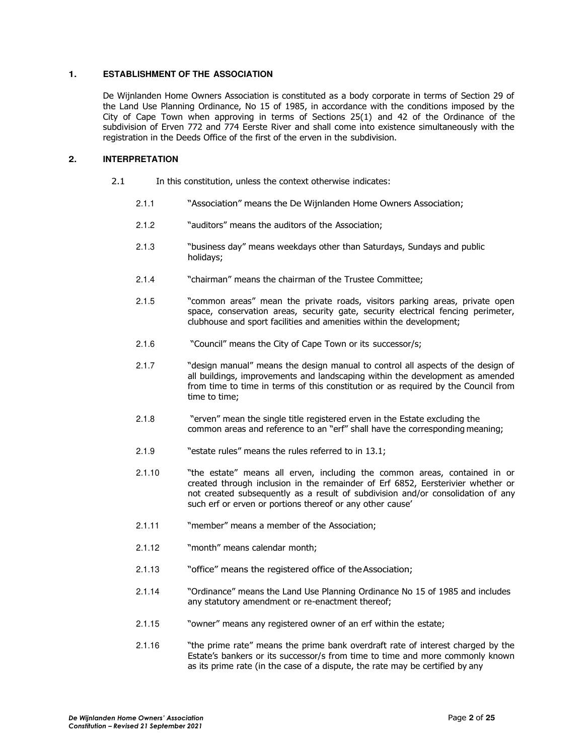## 1. ESTABLISHMENT OF THE ASSOCIATION

De Wijnlanden Home Owners Association is constituted as a body corporate in terms of Section 29 of the Land Use Planning Ordinance, No 15 of 1985, in accordance with the conditions imposed by the City of Cape Town when approving in terms of Sections 25(1) and 42 of the Ordinance of the subdivision of Erven 772 and 774 Eerste River and shall come into existence simultaneously with the registration in the Deeds Office of the first of the erven in the subdivision.

## 2. INTERPRETATION

2.1 In this constitution, unless the context otherwise indicates:

2.1.1 "Association" means the De Wijnlanden Home Owners Association;

2.1.2 "auditors" means the auditors of the Association;

2.1.3 "business day" means weekdays other than Saturdays, Sundays and public holidays;

2.1.4 "chairman" means the chairman of the Trustee Committee;

2.1.5 "common areas" mean the private roads, visitors parking areas, private open space, conservation areas, security gate, security electrical fencing perimeter, clubhouse and sport facilities and amenities within the development;

2.1.6 "Council" means the City of Cape Town or its successor/s;

2.1.7 "design manual" means the design manual to control all aspects of the design of all buildings, improvements and landscaping within the development as amended from time to time in terms of this constitution or as required by the Council from time to time;

2.1.8 "erven" mean the single title registered erven in the Estate excluding the common areas and reference to an "erf" shall have the corresponding meaning;

2.1.9 "estate rules" means the rules referred to in 13.1;

2.1.10 "the estate" means all erven, including the common areas, contained in or created through inclusion in the remainder of Erf 6852, Eersterivier whether or not created subsequently as a result of subdivision and/or consolidation of any such erf or erven or portions thereof or any other cause'

2.1.11 "member" means a member of the Association;

2.1.12 "month" means calendar month;

2.1.13 "office" means the registered office of the Association;

2.1.14 "Ordinance" means the Land Use Planning Ordinance No 15 of 1985 and includes any statutory amendment or re-enactment thereof;

2.1.15 "owner" means any registered owner of an erf within the estate;

2.1.16 "the prime rate" means the prime bank overdraft rate of interest charged by the Estate's bankers or its successor/s from time to time and more commonly known as its prime rate (in the case of a dispute, the rate may be certified by any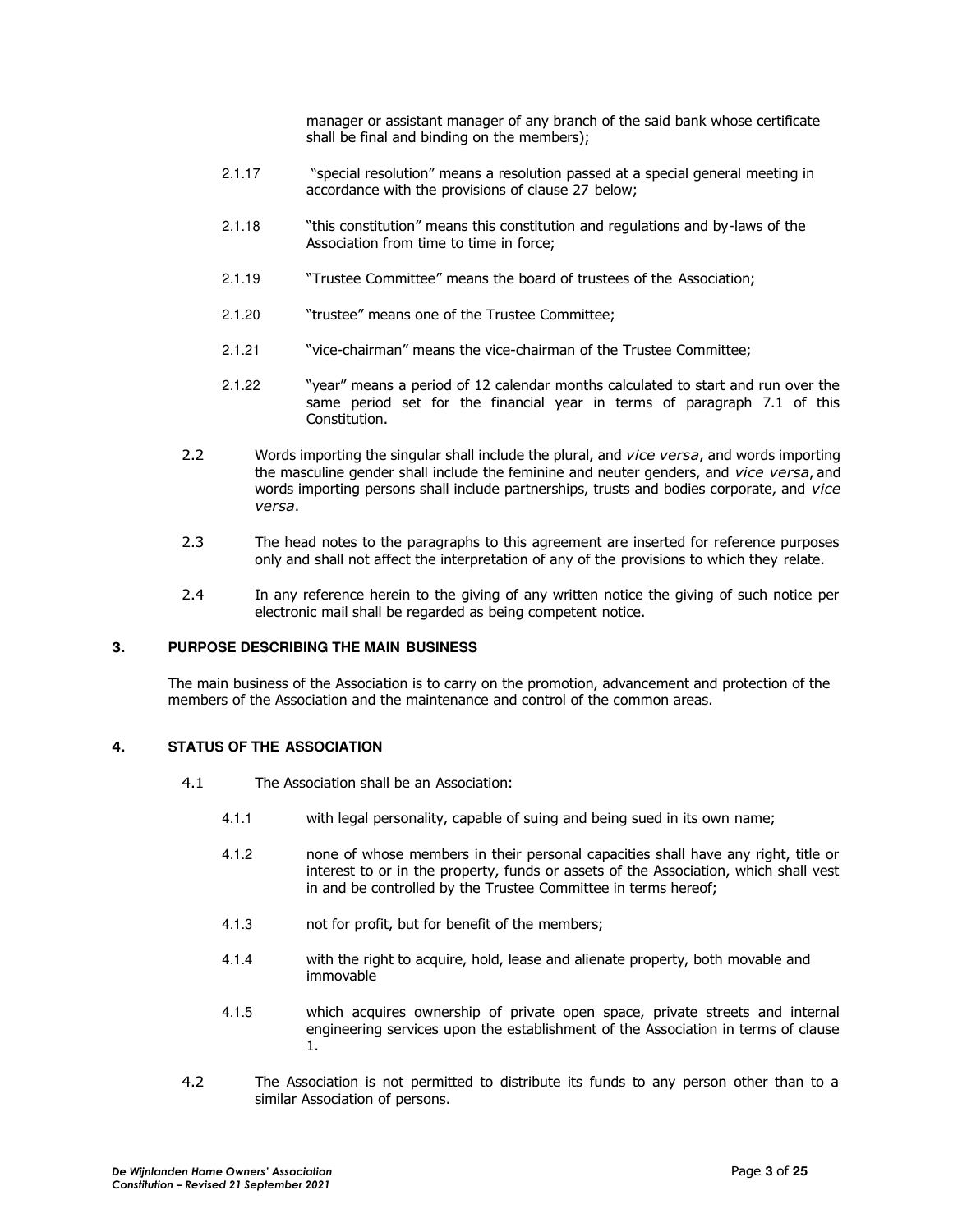manager or assistant manager of any branch of the said bank whose certificate shall be final and binding on the members);

2.1.17 "special resolution" means a resolution passed at a special general meeting in accordance with the provisions of clause 27 below;

2.1.18 "this constitution" means this constitution and regulations and by-laws of the Association from time to time in force;

2.1.19 "Trustee Committee" means the board of trustees of the Association;

2.1.20 "trustee" means one of the Trustee Committee;

2.1.21 "vice-chairman" means the vice-chairman of the Trustee Committee;

2.1.22 "year" means a period of 12 calendar months calculated to start and run over the same period set for the financial year in terms of paragraph 7.1 of this Constitution.

2.2 Words importing the singular shall include the plural, and *vice versa*, and words importing the masculine gender shall include the feminine and neuter genders, and *vice versa*, and words importing persons shall include partnerships, trusts and bodies corporate, and *vice versa*.

2.3 The head notes to the paragraphs to this agreement are inserted for reference purposes only and shall not affect the interpretation of any of the provisions to which they relate.

2.4 In any reference herein to the giving of any written notice the giving of such notice per electronic mail shall be regarded as being competent notice.

## 3. PURPOSE DESCRIBING THE MAIN BUSINESS

The main business of the Association is to carry on the promotion, advancement and protection of the members of the Association and the maintenance and control of the common areas.

## 4. STATUS OF THE ASSOCIATION

4.1 The Association shall be an Association:

4.1.1 with legal personality, capable of suing and being sued in its own name;

4.1.2 none of whose members in their personal capacities shall have any right, title or interest to or in the property, funds or assets of the Association, which shall vest in and be controlled by the Trustee Committee in terms hereof;

4.1.3 not for profit, but for benefit of the members;

4.1.4 with the right to acquire, hold, lease and alienate property, both movable and immovable

4.1.5 which acquires ownership of private open space, private streets and internal engineering services upon the establishment of the Association in terms of clause 1.

4.2 The Association is not permitted to distribute its funds to any person other than to a similar Association of persons.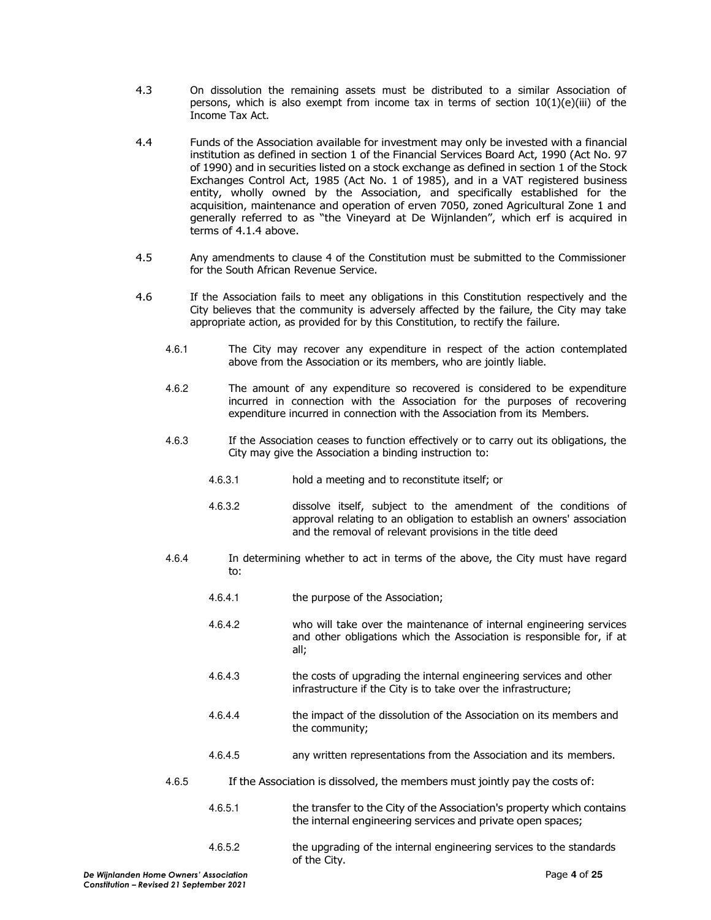4.3 On dissolution the remaining assets must be distributed to a similar Association of persons, which is also exempt from income tax in terms of section 10(1)(e)(iii) of the Income Tax Act.

4.4 Funds of the Association available for investment may only be invested with a financial institution as defined in section 1 of the Financial Services Board Act, 1990 (Act No. 97 of 1990) and in securities listed on a stock exchange as defined in section 1 of the Stock Exchanges Control Act, 1985 (Act No. 1 of 1985), and in a VAT registered business entity, wholly owned by the Association, and specifically established for the acquisition, maintenance and operation of erven 7050, zoned Agricultural Zone 1 and generally referred to as "the Vineyard at De Wijnlanden", which erf is acquired in terms of 4.1.4 above.

4.5 Any amendments to clause 4 of the Constitution must be submitted to the Commissioner for the South African Revenue Service.

4.6 If the Association fails to meet any obligations in this Constitution respectively and the City believes that the community is adversely affected by the failure, the City may take appropriate action, as provided for by this Constitution, to rectify the failure.

4.6.1 The City may recover any expenditure in respect of the action contemplated above from the Association or its members, who are jointly liable.

4.6.2 The amount of any expenditure so recovered is considered to be expenditure incurred in connection with the Association for the purposes of recovering expenditure incurred in connection with the Association from its Members.

4.6.3 If the Association ceases to function effectively or to carry out its obligations, the City may give the Association a binding instruction to:

4.6.3.1 hold a meeting and to reconstitute itself; or

4.6.3.2 dissolve itself, subject to the amendment of the conditions of approval relating to an obligation to establish an owners' association and the removal of relevant provisions in the title deed

4.6.4 In determining whether to act in terms of the above, the City must have regard to:

4.6.4.1 the purpose of the Association;

4.6.4.2 who will take over the maintenance of internal engineering services and other obligations which the Association is responsible for, if at all;

4.6.4.3 the costs of upgrading the internal engineering services and other infrastructure if the City is to take over the infrastructure;

4.6.4.4 the impact of the dissolution of the Association on its members and the community;

4.6.4.5 any written representations from the Association and its members.

4.6.5 If the Association is dissolved, the members must jointly pay the costs of:

4.6.5.1 the transfer to the City of the Association's property which contains the internal engineering services and private open spaces;

4.6.5.2 the upgrading of the internal engineering services to the standards of the City.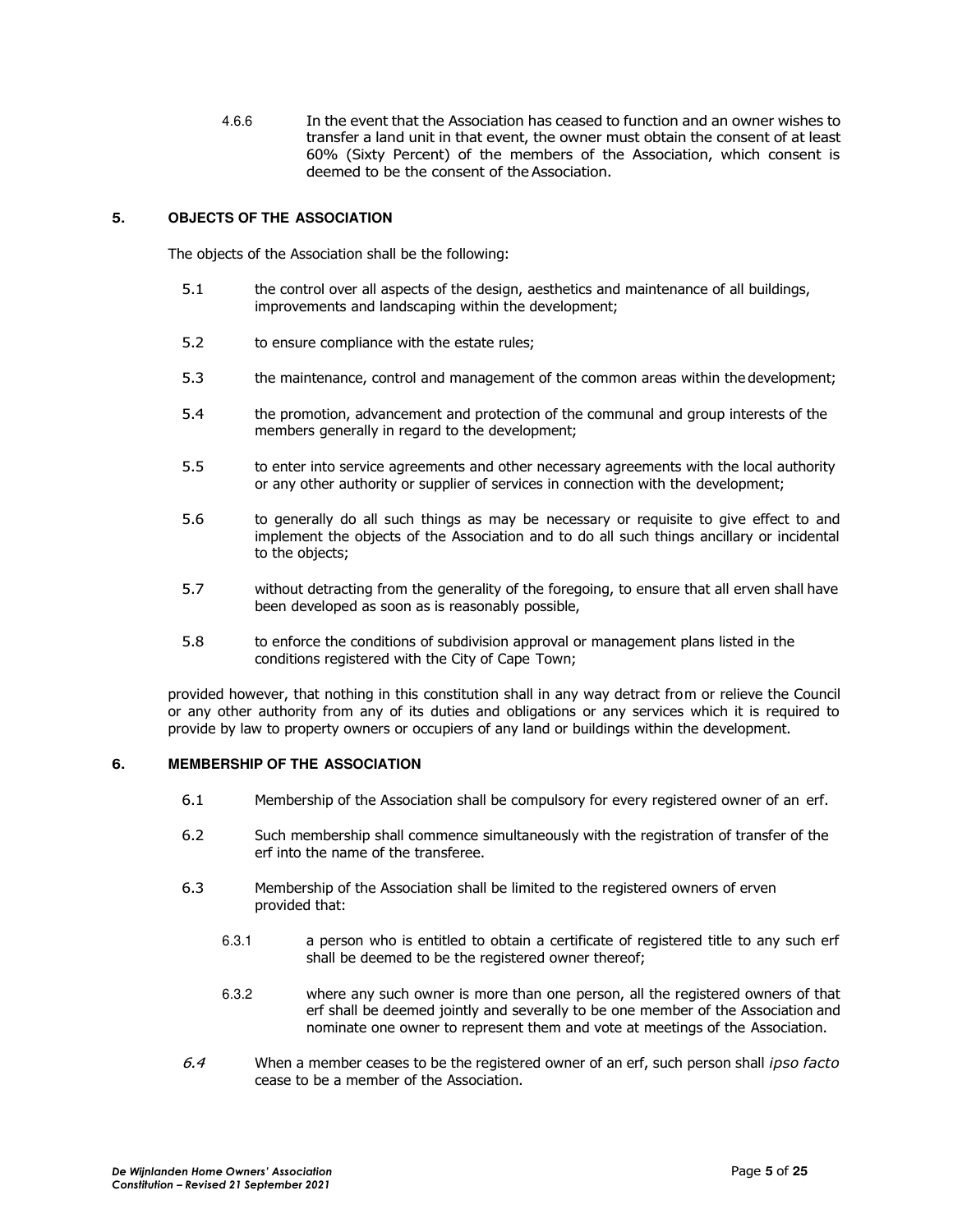4.6.6 In the event that the Association has ceased to function and an owner wishes to transfer a land unit in that event, the owner must obtain the consent of at least 60% (Sixty Percent) of the members of the Association, which consent is deemed to be the consent of the Association.

## 5. OBJECTS OF THE ASSOCIATION

The objects of the Association shall be the following:

5.1 the control over all aspects of the design, aesthetics and maintenance of all buildings, improvements and landscaping within the development;

5.2 to ensure compliance with the estate rules;

5.3 the maintenance, control and management of the common areas within the development;

5.4 the promotion, advancement and protection of the communal and group interests of the members generally in regard to the development;

5.5 to enter into service agreements and other necessary agreements with the local authority or any other authority or supplier of services in connection with the development;

5.6 to generally do all such things as may be necessary or requisite to give effect to and implement the objects of the Association and to do all such things ancillary or incidental to the objects;

5.7 without detracting from the generality of the foregoing, to ensure that all erven shall have been developed as soon as is reasonably possible,

5.8 to enforce the conditions of subdivision approval or management plans listed in the conditions registered with the City of Cape Town;

provided however, that nothing in this constitution shall in any way detract from or relieve the Council or any other authority from any of its duties and obligations or any services which it is required to provide by law to property owners or occupiers of any land or buildings within the development.

## 6. MEMBERSHIP OF THE ASSOCIATION

6.1 Membership of the Association shall be compulsory for every registered owner of an erf.

6.2 Such membership shall commence simultaneously with the registration of transfer of the erf into the name of the transferee.

6.3 Membership of the Association shall be limited to the registered owners of erven provided that:

6.3.1 a person who is entitled to obtain a certificate of registered title to any such erf shall be deemed to be the registered owner thereof;

6.3.2 where any such owner is more than one person, all the registered owners of that erf shall be deemed jointly and severally to be one member of the Association and nominate one owner to represent them and vote at meetings of the Association.

*6.4* When a member ceases to be the registered owner of an erf, such person shall *ipso facto* cease to be a member of the Association.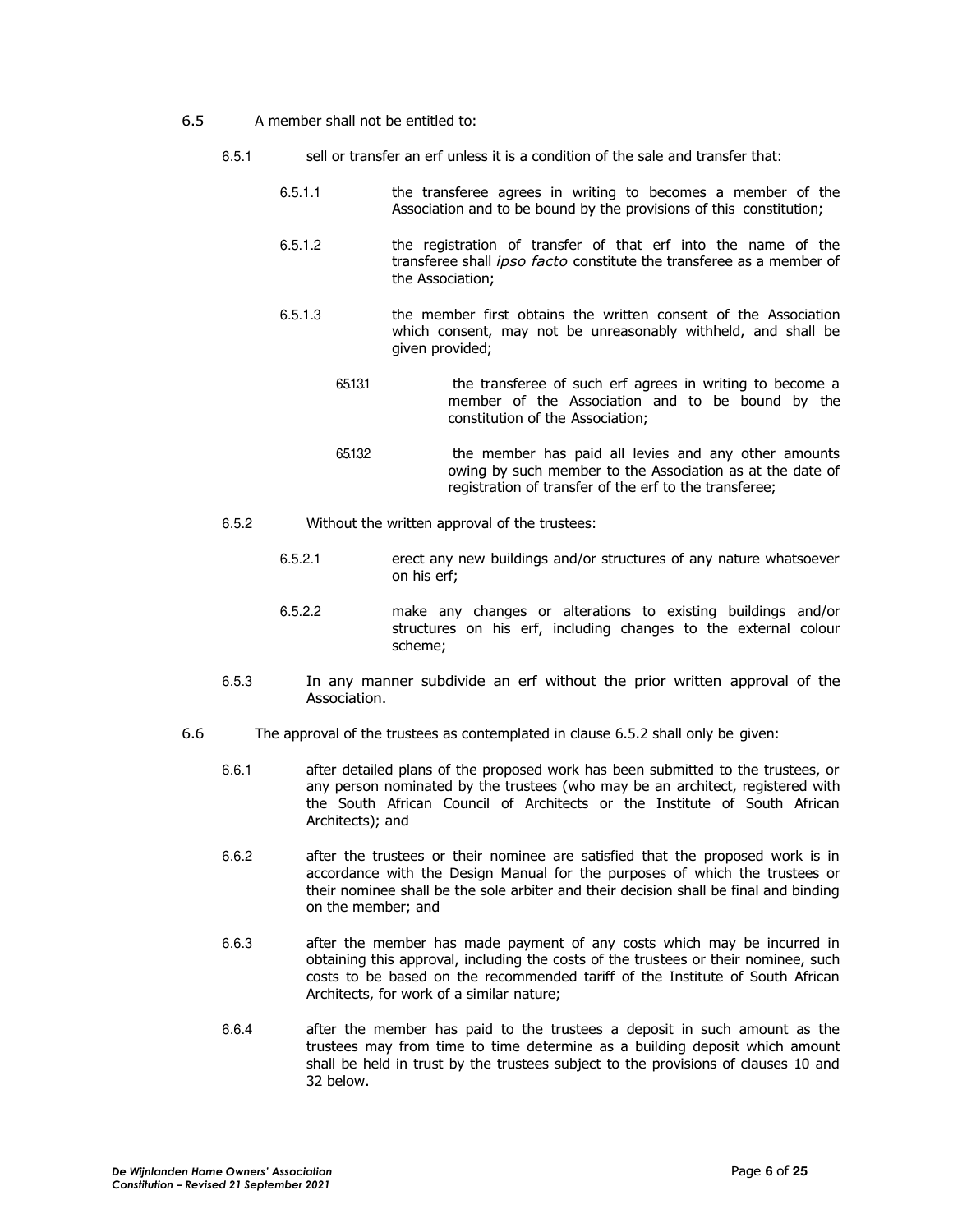6.5 A member shall not be entitled to:

6.5.1 sell or transfer an erf unless it is a condition of the sale and transfer that:

6.5.1.1 the transferee agrees in writing to becomes a member of the Association and to be bound by the provisions of this constitution;

6.5.1.2 the registration of transfer of that erf into the name of the transferee shall *ipso facto* constitute the transferee as a member of the Association;

6.5.1.3 the member first obtains the written consent of the Association which consent, may not be unreasonably withheld, and shall be given provided;

6.5.1.3.1 the transferee of such erf agrees in writing to become a member of the Association and to be bound by the constitution of the Association;

6.5.1.3.2 the member has paid all levies and any other amounts owing by such member to the Association as at the date of registration of transfer of the erf to the transferee;

6.5.2 Without the written approval of the trustees:

6.5.2.1 erect any new buildings and/or structures of any nature whatsoever on his erf;

6.5.2.2 make any changes or alterations to existing buildings and/or structures on his erf, including changes to the external colour scheme;

6.5.3 In any manner subdivide an erf without the prior written approval of the Association.

6.6 The approval of the trustees as contemplated in clause 6.5.2 shall only be given:

6.6.1 after detailed plans of the proposed work has been submitted to the trustees, or any person nominated by the trustees (who may be an architect, registered with the South African Council of Architects or the Institute of South African Architects); and

6.6.2 after the trustees or their nominee are satisfied that the proposed work is in accordance with the Design Manual for the purposes of which the trustees or their nominee shall be the sole arbiter and their decision shall be final and binding on the member; and

6.6.3 after the member has made payment of any costs which may be incurred in obtaining this approval, including the costs of the trustees or their nominee, such costs to be based on the recommended tariff of the Institute of South African Architects, for work of a similar nature;

6.6.4 after the member has paid to the trustees a deposit in such amount as the trustees may from time to time determine as a building deposit which amount shall be held in trust by the trustees subject to the provisions of clauses 10 and 32 below.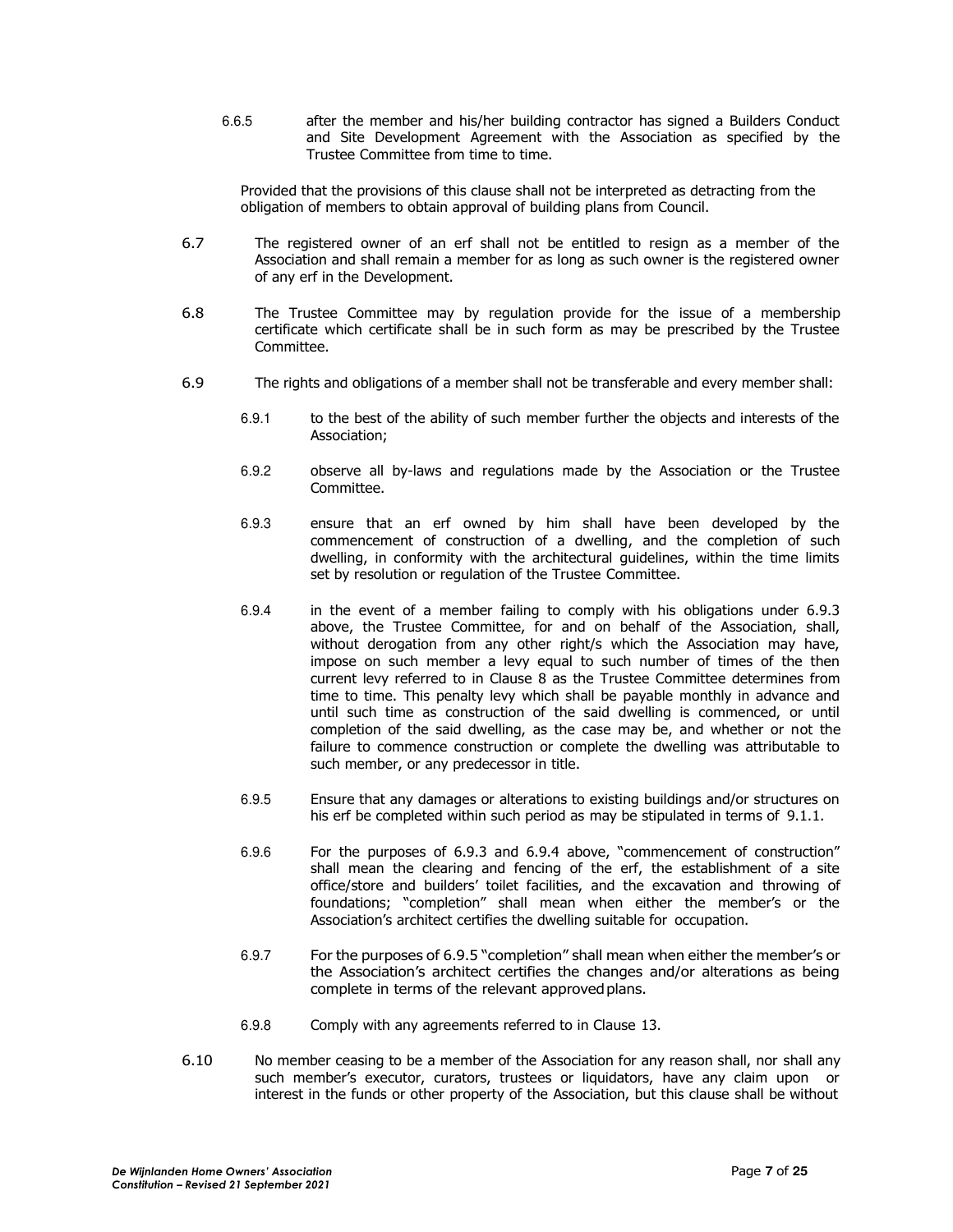6.6.5 after the member and his/her building contractor has signed a Builders Conduct and Site Development Agreement with the Association as specified by the Trustee Committee from time to time.

Provided that the provisions of this clause shall not be interpreted as detracting from the obligation of members to obtain approval of building plans from Council.

6.7 The registered owner of an erf shall not be entitled to resign as a member of the Association and shall remain a member for as long as such owner is the registered owner of any erf in the Development.

6.8 The Trustee Committee may by regulation provide for the issue of a membership certificate which certificate shall be in such form as may be prescribed by the Trustee Committee.

6.9 The rights and obligations of a member shall not be transferable and every member shall:

6.9.1 to the best of the ability of such member further the objects and interests of the Association;

6.9.2 observe all by-laws and regulations made by the Association or the Trustee Committee.

6.9.3 ensure that an erf owned by him shall have been developed by the commencement of construction of a dwelling, and the completion of such dwelling, in conformity with the architectural guidelines, within the time limits set by resolution or regulation of the Trustee Committee.

6.9.4 in the event of a member failing to comply with his obligations under 6.9.3 above, the Trustee Committee, for and on behalf of the Association, shall, without derogation from any other right/s which the Association may have, impose on such member a levy equal to such number of times of the then current levy referred to in Clause 8 as the Trustee Committee determines from time to time. This penalty levy which shall be payable monthly in advance and until such time as construction of the said dwelling is commenced, or until completion of the said dwelling, as the case may be, and whether or not the failure to commence construction or complete the dwelling was attributable to such member, or any predecessor in title.

6.9.5 Ensure that any damages or alterations to existing buildings and/or structures on his erf be completed within such period as may be stipulated in terms of 9.1.1.

6.9.6 For the purposes of 6.9.3 and 6.9.4 above, "commencement of construction" shall mean the clearing and fencing of the erf, the establishment of a site office/store and builders' toilet facilities, and the excavation and throwing of foundations; "completion" shall mean when either the member's or the Association's architect certifies the dwelling suitable for occupation.

6.9.7 For the purposes of 6.9.5 "completion" shall mean when either the member's or the Association's architect certifies the changes and/or alterations as being complete in terms of the relevant approved plans.

6.9.8 Comply with any agreements referred to in Clause 13.

6.10 No member ceasing to be a member of the Association for any reason shall, nor shall any such member's executor, curators, trustees or liquidators, have any claim upon or interest in the funds or other property of the Association, but this clause shall be without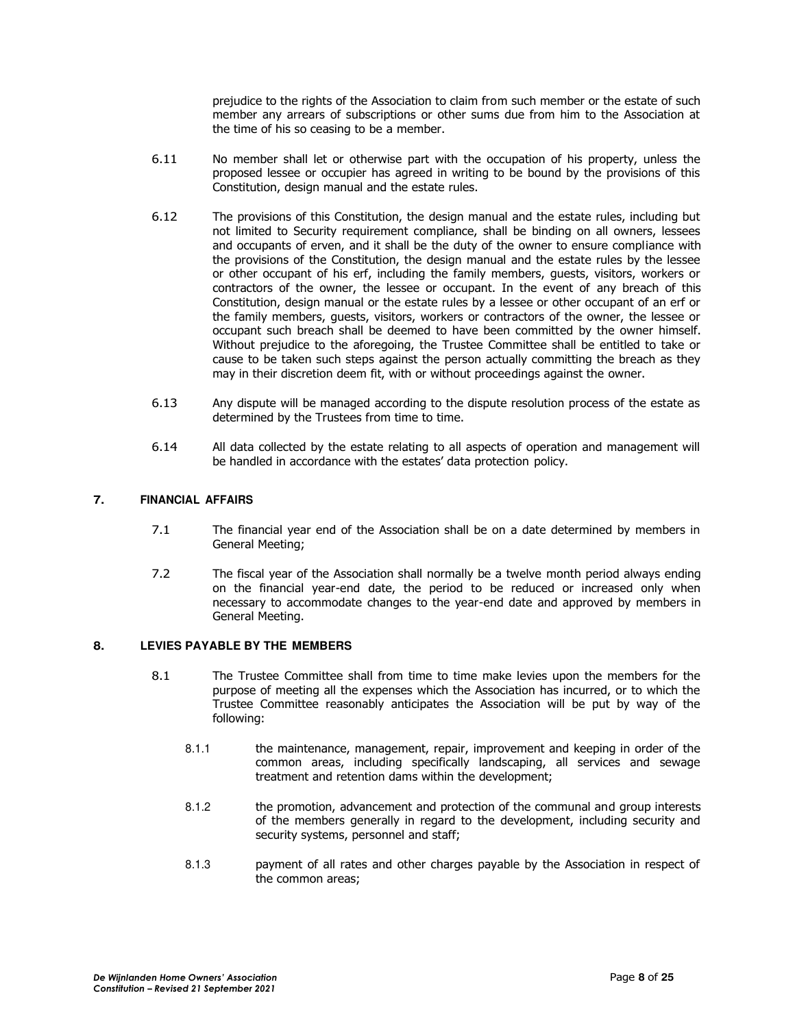prejudice to the rights of the Association to claim from such member or the estate of such member any arrears of subscriptions or other sums due from him to the Association at the time of his so ceasing to be a member.

6.11 No member shall let or otherwise part with the occupation of his property, unless the proposed lessee or occupier has agreed in writing to be bound by the provisions of this Constitution, design manual and the estate rules.

6.12 The provisions of this Constitution, the design manual and the estate rules, including but not limited to Security requirement compliance, shall be binding on all owners, lessees and occupants of erven, and it shall be the duty of the owner to ensure compliance with the provisions of the Constitution, the design manual and the estate rules by the lessee or other occupant of his erf, including the family members, guests, visitors, workers or contractors of the owner, the lessee or occupant. In the event of any breach of this Constitution, design manual or the estate rules by a lessee or other occupant of an erf or the family members, guests, visitors, workers or contractors of the owner, the lessee or occupant such breach shall be deemed to have been committed by the owner himself. Without prejudice to the aforegoing, the Trustee Committee shall be entitled to take or cause to be taken such steps against the person actually committing the breach as they may in their discretion deem fit, with or without proceedings against the owner.

6.13 Any dispute will be managed according to the dispute resolution process of the estate as determined by the Trustees from time to time.

6.14 All data collected by the estate relating to all aspects of operation and management will be handled in accordance with the estates' data protection policy.

## 7. FINANCIAL AFFAIRS

7.1 The financial year end of the Association shall be on a date determined by members in General Meeting;

7.2 The fiscal year of the Association shall normally be a twelve month period always ending on the financial year-end date, the period to be reduced or increased only when necessary to accommodate changes to the year-end date and approved by members in General Meeting.

## 8. LEVIES PAYABLE BY THE MEMBERS

8.1 The Trustee Committee shall from time to time make levies upon the members for the purpose of meeting all the expenses which the Association has incurred, or to which the Trustee Committee reasonably anticipates the Association will be put by way of the following:

8.1.1 the maintenance, management, repair, improvement and keeping in order of the common areas, including specifically landscaping, all services and sewage treatment and retention dams within the development;

8.1.2 the promotion, advancement and protection of the communal and group interests of the members generally in regard to the development, including security and security systems, personnel and staff;

8.1.3 payment of all rates and other charges payable by the Association in respect of the common areas;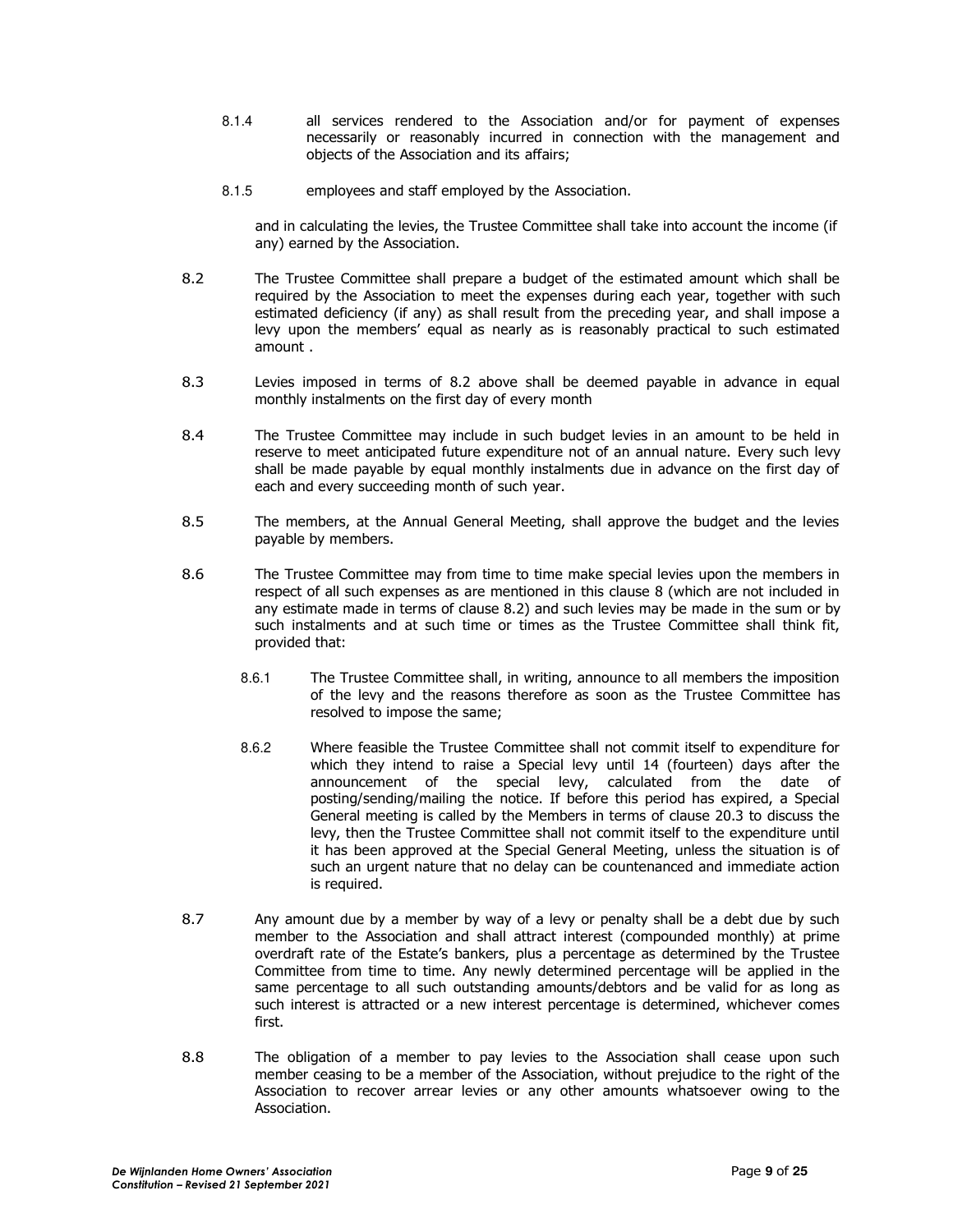8.1.4 all services rendered to the Association and/or for payment of expenses necessarily or reasonably incurred in connection with the management and objects of the Association and its affairs;

8.1.5 employees and staff employed by the Association.

and in calculating the levies, the Trustee Committee shall take into account the income (if any) earned by the Association.

8.2 The Trustee Committee shall prepare a budget of the estimated amount which shall be required by the Association to meet the expenses during each year, together with such estimated deficiency (if any) as shall result from the preceding year, and shall impose a levy upon the members' equal as nearly as is reasonably practical to such estimated amount .

8.3 Levies imposed in terms of 8.2 above shall be deemed payable in advance in equal monthly instalments on the first day of every month

8.4 The Trustee Committee may include in such budget levies in an amount to be held in reserve to meet anticipated future expenditure not of an annual nature. Every such levy shall be made payable by equal monthly instalments due in advance on the first day of each and every succeeding month of such year.

8.5 The members, at the Annual General Meeting, shall approve the budget and the levies payable by members.

8.6 The Trustee Committee may from time to time make special levies upon the members in respect of all such expenses as are mentioned in this clause 8 (which are not included in any estimate made in terms of clause 8.2) and such levies may be made in the sum or by such instalments and at such time or times as the Trustee Committee shall think fit, provided that:

8.6.1 The Trustee Committee shall, in writing, announce to all members the imposition of the levy and the reasons therefore as soon as the Trustee Committee has resolved to impose the same;

8.6.2 Where feasible the Trustee Committee shall not commit itself to expenditure for which they intend to raise a Special levy until 14 (fourteen) days after the announcement of the special levy, calculated from the date of posting/sending/mailing the notice. If before this period has expired, a Special General meeting is called by the Members in terms of clause 20.3 to discuss the levy, then the Trustee Committee shall not commit itself to the expenditure until it has been approved at the Special General Meeting, unless the situation is of such an urgent nature that no delay can be countenanced and immediate action is required.

8.7 Any amount due by a member by way of a levy or penalty shall be a debt due by such member to the Association and shall attract interest (compounded monthly) at prime overdraft rate of the Estate's bankers, plus a percentage as determined by the Trustee Committee from time to time. Any newly determined percentage will be applied in the same percentage to all such outstanding amounts/debtors and be valid for as long as such interest is attracted or a new interest percentage is determined, whichever comes first.

8.8 The obligation of a member to pay levies to the Association shall cease upon such member ceasing to be a member of the Association, without prejudice to the right of the Association to recover arrear levies or any other amounts whatsoever owing to the Association.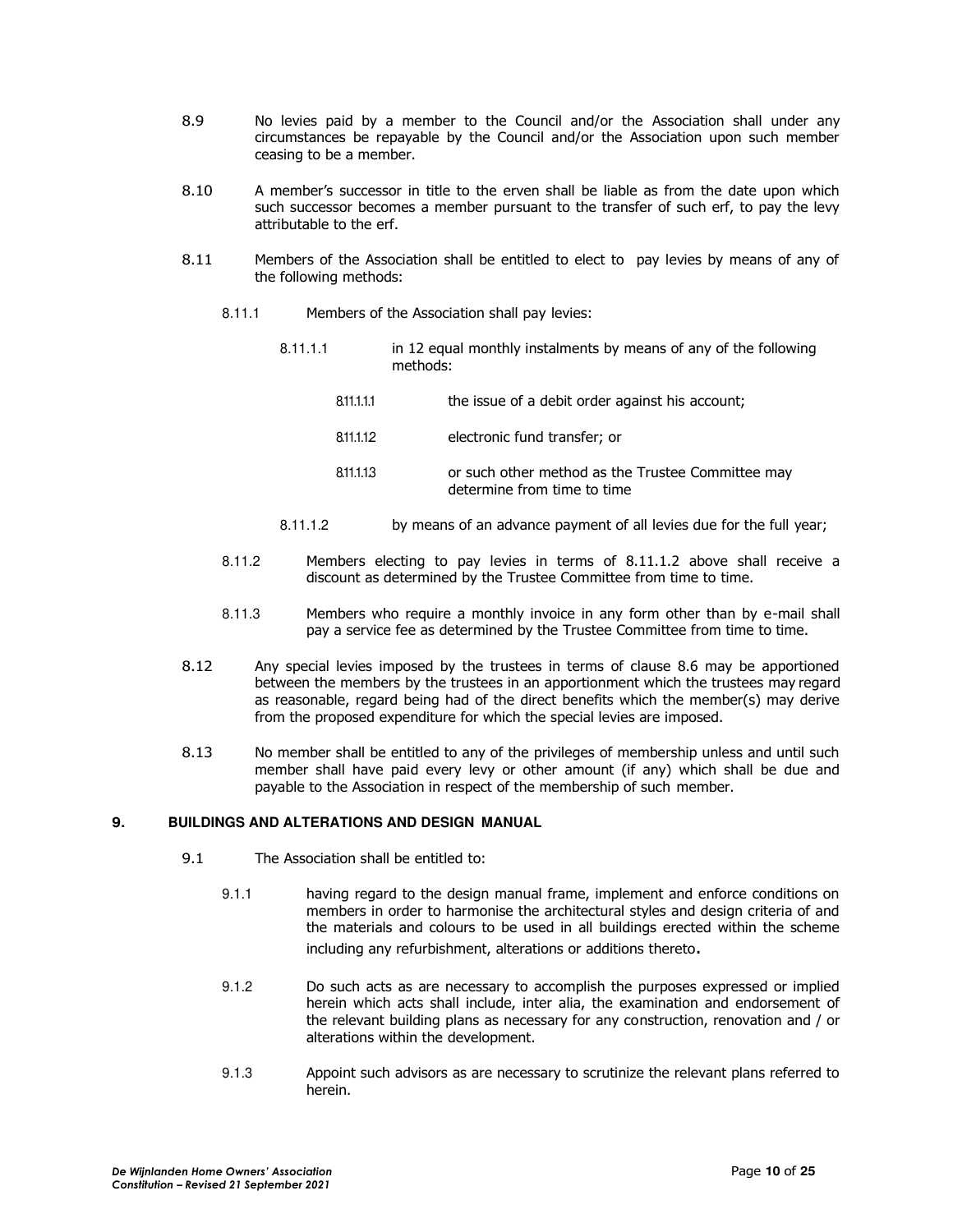8.9 No levies paid by a member to the Council and/or the Association shall under any circumstances be repayable by the Council and/or the Association upon such member ceasing to be a member.

8.10 A member's successor in title to the erven shall be liable as from the date upon which such successor becomes a member pursuant to the transfer of such erf, to pay the levy attributable to the erf.

8.11 Members of the Association shall be entitled to elect to pay levies by means of any of the following methods:

8.11.1 Members of the Association shall pay levies:

8.11.1.1 in 12 equal monthly instalments by means of any of the following methods:

8.11.1.1.1 the issue of a debit order against his account;

8.11.1.1.2 electronic fund transfer; or

8.11.1.1.3 or such other method as the Trustee Committee may determine from time to time

8.11.1.2 by means of an advance payment of all levies due for the full year;

8.11.2 Members electing to pay levies in terms of 8.11.1.2 above shall receive a discount as determined by the Trustee Committee from time to time.

8.11.3 Members who require a monthly invoice in any form other than by e-mail shall pay a service fee as determined by the Trustee Committee from time to time.

8.12 Any special levies imposed by the trustees in terms of clause 8.6 may be apportioned between the members by the trustees in an apportionment which the trustees may regard as reasonable, regard being had of the direct benefits which the member(s) may derive from the proposed expenditure for which the special levies are imposed.

8.13 No member shall be entitled to any of the privileges of membership unless and until such member shall have paid every levy or other amount (if any) which shall be due and payable to the Association in respect of the membership of such member.

## 9. BUILDINGS AND ALTERATIONS AND DESIGN MANUAL

9.1 The Association shall be entitled to:

9.1.1 having regard to the design manual frame, implement and enforce conditions on members in order to harmonise the architectural styles and design criteria of and the materials and colours to be used in all buildings erected within the scheme including any refurbishment, alterations or additions thereto.

9.1.2 Do such acts as are necessary to accomplish the purposes expressed or implied herein which acts shall include, inter alia, the examination and endorsement of the relevant building plans as necessary for any construction, renovation and / or alterations within the development.

9.1.3 Appoint such advisors as are necessary to scrutinize the relevant plans referred to herein.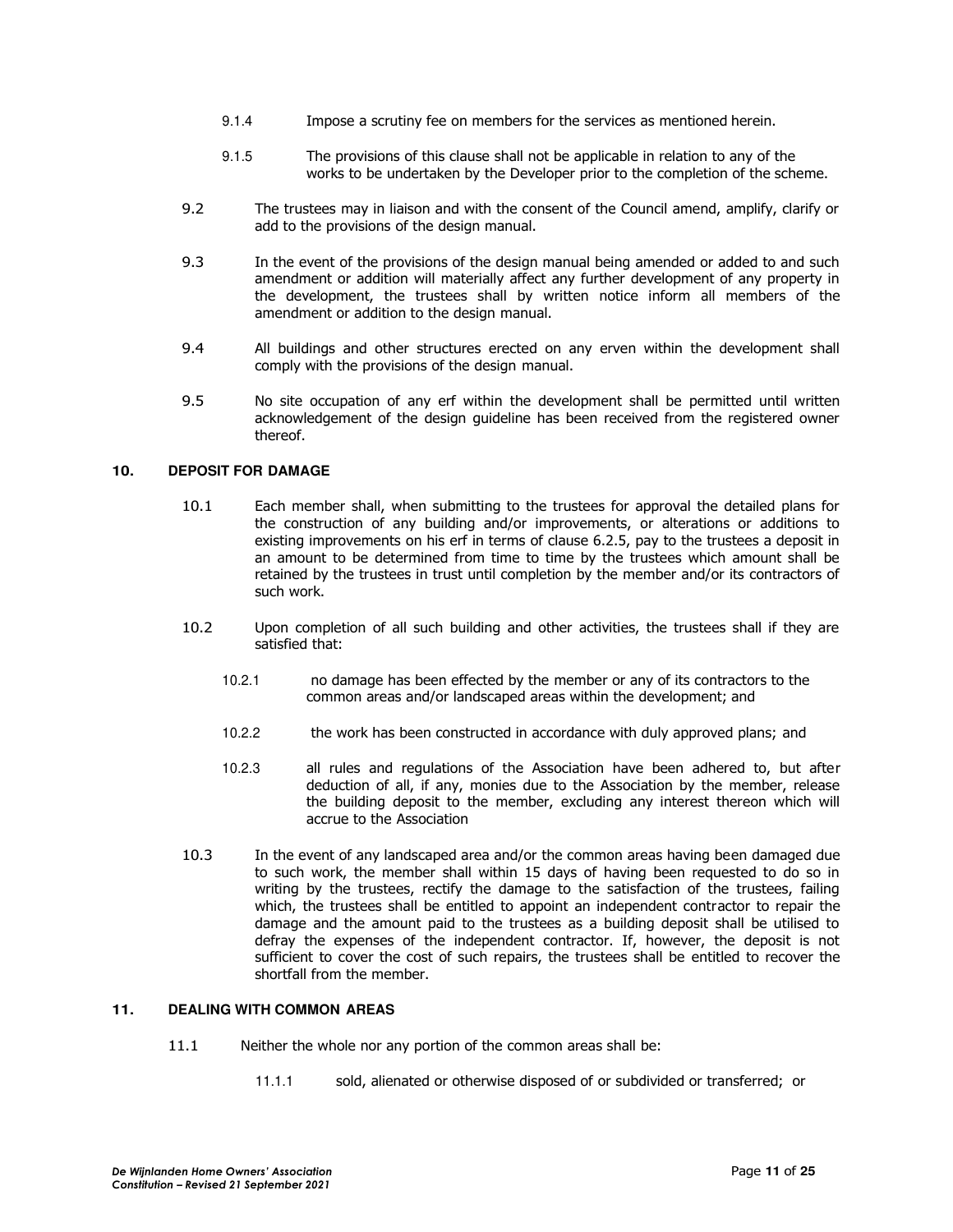9.1.4 Impose a scrutiny fee on members for the services as mentioned herein.

9.1.5 The provisions of this clause shall not be applicable in relation to any of the works to be undertaken by the Developer prior to the completion of the scheme.

9.2 The trustees may in liaison and with the consent of the Council amend, amplify, clarify or add to the provisions of the design manual.

9.3 In the event of the provisions of the design manual being amended or added to and such amendment or addition will materially affect any further development of any property in the development, the trustees shall by written notice inform all members of the amendment or addition to the design manual.

9.4 All buildings and other structures erected on any erven within the development shall comply with the provisions of the design manual.

9.5 No site occupation of any erf within the development shall be permitted until written acknowledgement of the design guideline has been received from the registered owner thereof.

## 10. DEPOSIT FOR DAMAGE

10.1 Each member shall, when submitting to the trustees for approval the detailed plans for the construction of any building and/or improvements, or alterations or additions to existing improvements on his erf in terms of clause 6.2.5, pay to the trustees a deposit in an amount to be determined from time to time by the trustees which amount shall be retained by the trustees in trust until completion by the member and/or its contractors of such work.

10.2 Upon completion of all such building and other activities, the trustees shall if they are satisfied that:

10.2.1 no damage has been effected by the member or any of its contractors to the common areas and/or landscaped areas within the development; and

10.2.2 the work has been constructed in accordance with duly approved plans; and

10.2.3 all rules and regulations of the Association have been adhered to, but after deduction of all, if any, monies due to the Association by the member, release the building deposit to the member, excluding any interest thereon which will accrue to the Association

10.3 In the event of any landscaped area and/or the common areas having been damaged due to such work, the member shall within 15 days of having been requested to do so in writing by the trustees, rectify the damage to the satisfaction of the trustees, failing which, the trustees shall be entitled to appoint an independent contractor to repair the damage and the amount paid to the trustees as a building deposit shall be utilised to defray the expenses of the independent contractor. If, however, the deposit is not sufficient to cover the cost of such repairs, the trustees shall be entitled to recover the shortfall from the member.

## 11. DEALING WITH COMMON AREAS

11.1 Neither the whole nor any portion of the common areas shall be:

11.1.1 sold, alienated or otherwise disposed of or subdivided or transferred; or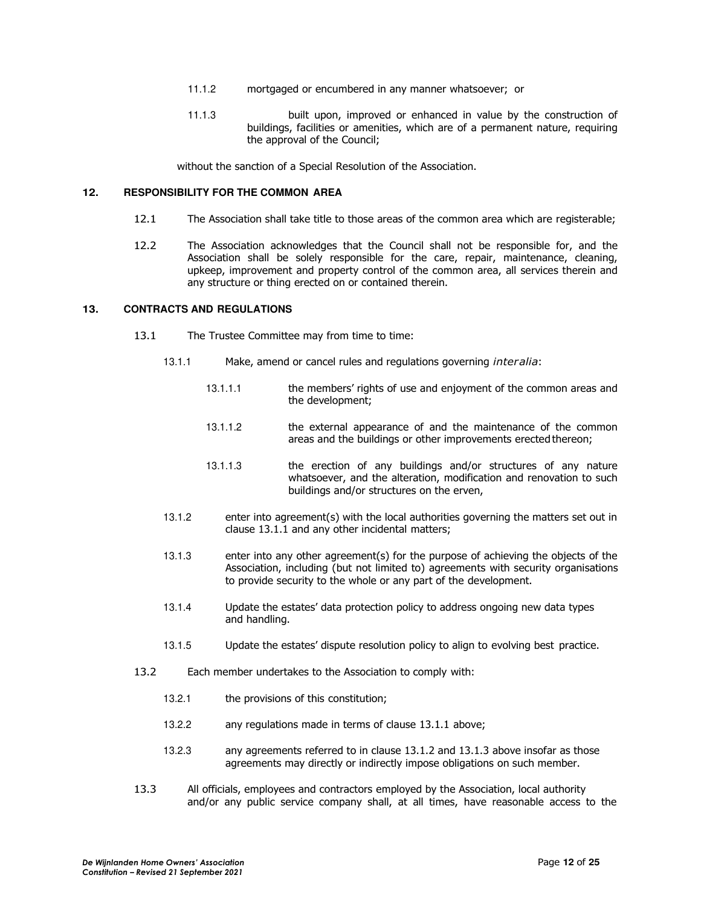11.1.2 mortgaged or encumbered in any manner whatsoever; or

11.1.3 built upon, improved or enhanced in value by the construction of buildings, facilities or amenities, which are of a permanent nature, requiring the approval of the Council;

without the sanction of a Special Resolution of the Association.

## 12. RESPONSIBILITY FOR THE COMMON AREA

12.1 The Association shall take title to those areas of the common area which are registerable;

12.2 The Association acknowledges that the Council shall not be responsible for, and the Association shall be solely responsible for the care, repair, maintenance, cleaning, upkeep, improvement and property control of the common area, all services therein and any structure or thing erected on or contained therein.

## 13. CONTRACTS AND REGULATIONS

13.1 The Trustee Committee may from time to time:

13.1.1 Make, amend or cancel rules and regulations governing *interalia*:

13.1.1.1 the members' rights of use and enjoyment of the common areas and the development;

13.1.1.2 the external appearance of and the maintenance of the common areas and the buildings or other improvements erected thereon;

13.1.1.3 the erection of any buildings and/or structures of any nature whatsoever, and the alteration, modification and renovation to such buildings and/or structures on the erven,

13.1.2 enter into agreement(s) with the local authorities governing the matters set out in clause 13.1.1 and any other incidental matters;

13.1.3 enter into any other agreement(s) for the purpose of achieving the objects of the Association, including (but not limited to) agreements with security organisations to provide security to the whole or any part of the development.

13.1.4 Update the estates' data protection policy to address ongoing new data types and handling.

13.1.5 Update the estates' dispute resolution policy to align to evolving best practice.

13.2 Each member undertakes to the Association to comply with:

13.2.1 the provisions of this constitution;

13.2.2 any regulations made in terms of clause 13.1.1 above;

13.2.3 any agreements referred to in clause 13.1.2 and 13.1.3 above insofar as those agreements may directly or indirectly impose obligations on such member.

13.3 All officials, employees and contractors employed by the Association, local authority and/or any public service company shall, at all times, have reasonable access to the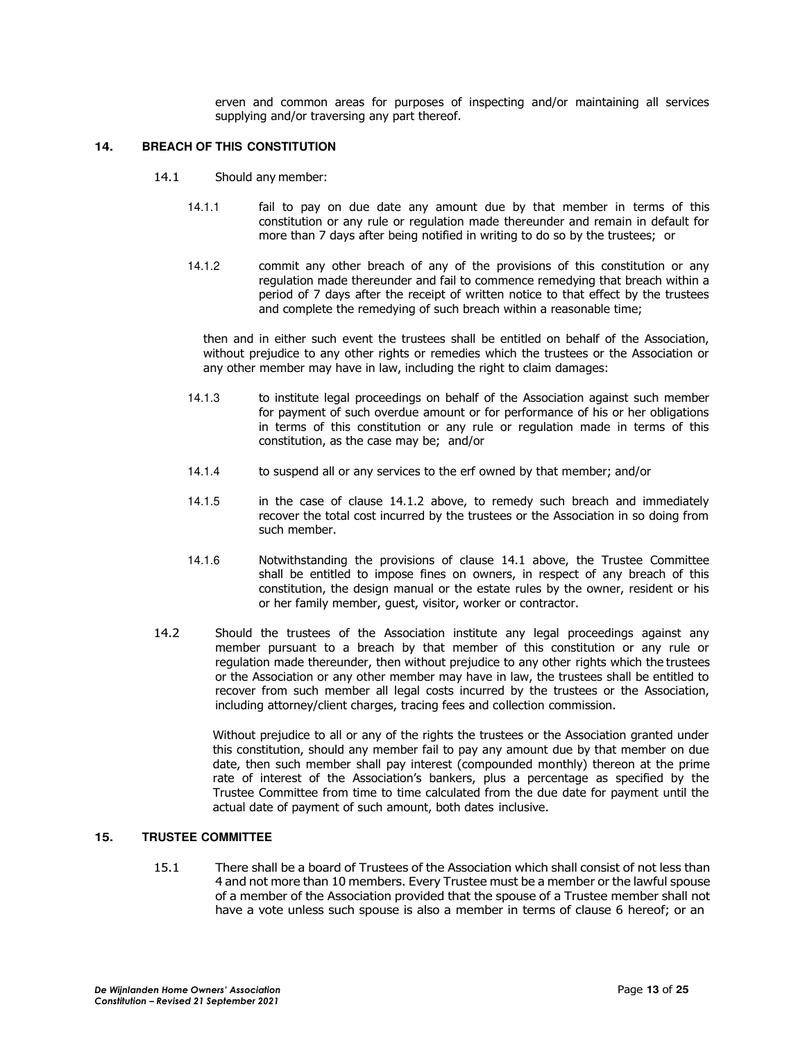erven and common areas for purposes of inspecting and/or maintaining all services supplying and/or traversing any part thereof.

## 14. BREACH OF THIS CONSTITUTION

14.1 Should any member:

14.1.1 fail to pay on due date any amount due by that member in terms of this constitution or any rule or regulation made thereunder and remain in default for more than 7 days after being notified in writing to do so by the trustees; or

14.1.2 commit any other breach of any of the provisions of this constitution or any regulation made thereunder and fail to commence remedying that breach within a period of 7 days after the receipt of written notice to that effect by the trustees and complete the remedying of such breach within a reasonable time;

then and in either such event the trustees shall be entitled on behalf of the Association, without prejudice to any other rights or remedies which the trustees or the Association or any other member may have in law, including the right to claim damages:

14.1.3 to institute legal proceedings on behalf of the Association against such member for payment of such overdue amount or for performance of his or her obligations in terms of this constitution or any rule or regulation made in terms of this constitution, as the case may be; and/or

14.1.4 to suspend all or any services to the erf owned by that member; and/or

14.1.5 in the case of clause 14.1.2 above, to remedy such breach and immediately recover the total cost incurred by the trustees or the Association in so doing from such member.

14.1.6 Notwithstanding the provisions of clause 14.1 above, the Trustee Committee shall be entitled to impose fines on owners, in respect of any breach of this constitution, the design manual or the estate rules by the owner, resident or his or her family member, guest, visitor, worker or contractor.

14.2 Should the trustees of the Association institute any legal proceedings against any member pursuant to a breach by that member of this constitution or any rule or regulation made thereunder, then without prejudice to any other rights which the trustees or the Association or any other member may have in law, the trustees shall be entitled to recover from such member all legal costs incurred by the trustees or the Association, including attorney/client charges, tracing fees and collection commission.

Without prejudice to all or any of the rights the trustees or the Association granted under this constitution, should any member fail to pay any amount due by that member on due date, then such member shall pay interest (compounded monthly) thereon at the prime rate of interest of the Association's bankers, plus a percentage as specified by the Trustee Committee from time to time calculated from the due date for payment until the actual date of payment of such amount, both dates inclusive.

## 15. TRUSTEE COMMITTEE

15.1 There shall be a board of Trustees of the Association which shall consist of not less than 4 and not more than 10 members. Every Trustee must be a member or the lawful spouse of a member of the Association provided that the spouse of a Trustee member shall not have a vote unless such spouse is also a member in terms of clause 6 hereof; or an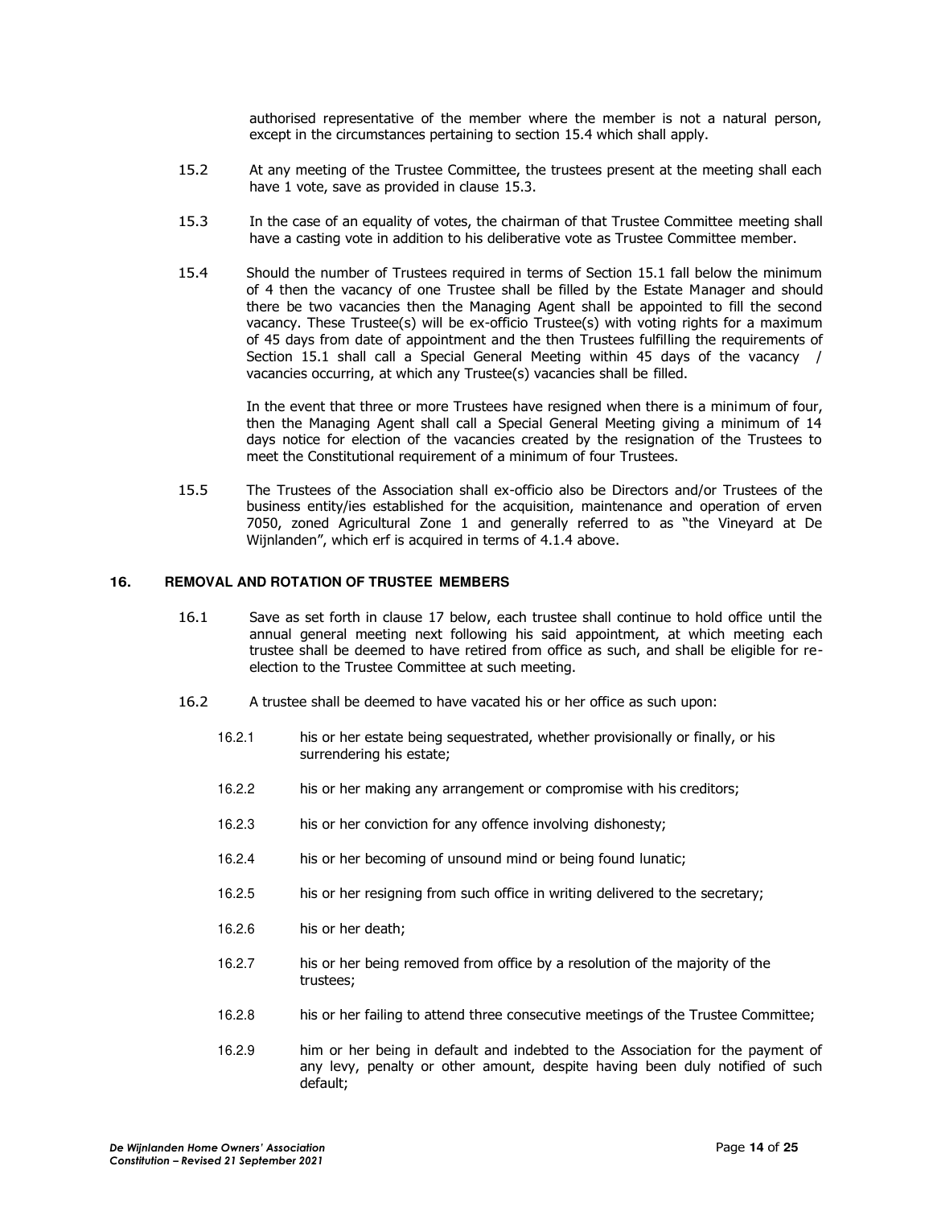authorised representative of the member where the member is not a natural person, except in the circumstances pertaining to section 15.4 which shall apply.

15.2 At any meeting of the Trustee Committee, the trustees present at the meeting shall each have 1 vote, save as provided in clause 15.3.

15.3 In the case of an equality of votes, the chairman of that Trustee Committee meeting shall have a casting vote in addition to his deliberative vote as Trustee Committee member.

15.4 Should the number of Trustees required in terms of Section 15.1 fall below the minimum of 4 then the vacancy of one Trustee shall be filled by the Estate Manager and should there be two vacancies then the Managing Agent shall be appointed to fill the second vacancy. These Trustee(s) will be ex-officio Trustee(s) with voting rights for a maximum of 45 days from date of appointment and the then Trustees fulfilling the requirements of Section 15.1 shall call a Special General Meeting within 45 days of the vacancy / vacancies occurring, at which any Trustee(s) vacancies shall be filled.

In the event that three or more Trustees have resigned when there is a minimum of four, then the Managing Agent shall call a Special General Meeting giving a minimum of 14 days notice for election of the vacancies created by the resignation of the Trustees to meet the Constitutional requirement of a minimum of four Trustees.

15.5 The Trustees of the Association shall ex-officio also be Directors and/or Trustees of the business entity/ies established for the acquisition, maintenance and operation of erven 7050, zoned Agricultural Zone 1 and generally referred to as "the Vineyard at De Wijnlanden", which erf is acquired in terms of 4.1.4 above.

## 16. REMOVAL AND ROTATION OF TRUSTEE MEMBERS

16.1 Save as set forth in clause 17 below, each trustee shall continue to hold office until the annual general meeting next following his said appointment, at which meeting each trustee shall be deemed to have retired from office as such, and shall be eligible for re-election to the Trustee Committee at such meeting.

16.2 A trustee shall be deemed to have vacated his or her office as such upon:

16.2.1 his or her estate being sequestrated, whether provisionally or finally, or his surrendering his estate;

16.2.2 his or her making any arrangement or compromise with his creditors;

16.2.3 his or her conviction for any offence involving dishonesty;

16.2.4 his or her becoming of unsound mind or being found lunatic;

16.2.5 his or her resigning from such office in writing delivered to the secretary;

16.2.6 his or her death;

16.2.7 his or her being removed from office by a resolution of the majority of the trustees;

16.2.8 his or her failing to attend three consecutive meetings of the Trustee Committee;

16.2.9 him or her being in default and indebted to the Association for the payment of any levy, penalty or other amount, despite having been duly notified of such default;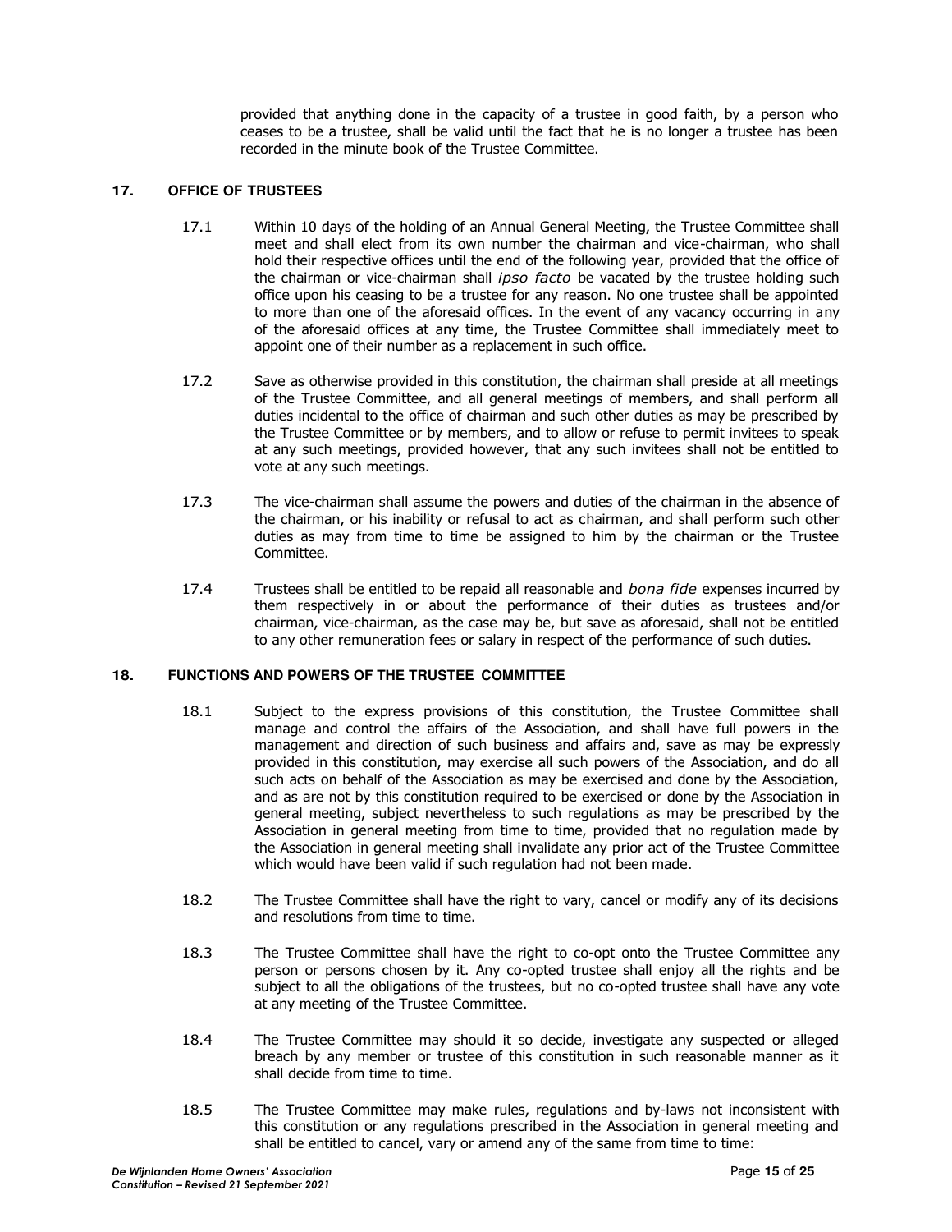provided that anything done in the capacity of a trustee in good faith, by a person who ceases to be a trustee, shall be valid until the fact that he is no longer a trustee has been recorded in the minute book of the Trustee Committee.

## 17. OFFICE OF TRUSTEES

17.1 Within 10 days of the holding of an Annual General Meeting, the Trustee Committee shall meet and shall elect from its own number the chairman and vice-chairman, who shall hold their respective offices until the end of the following year, provided that the office of the chairman or vice-chairman shall *ipso facto* be vacated by the trustee holding such office upon his ceasing to be a trustee for any reason. No one trustee shall be appointed to more than one of the aforesaid offices. In the event of any vacancy occurring in any of the aforesaid offices at any time, the Trustee Committee shall immediately meet to appoint one of their number as a replacement in such office.

17.2 Save as otherwise provided in this constitution, the chairman shall preside at all meetings of the Trustee Committee, and all general meetings of members, and shall perform all duties incidental to the office of chairman and such other duties as may be prescribed by the Trustee Committee or by members, and to allow or refuse to permit invitees to speak at any such meetings, provided however, that any such invitees shall not be entitled to vote at any such meetings.

17.3 The vice-chairman shall assume the powers and duties of the chairman in the absence of the chairman, or his inability or refusal to act as chairman, and shall perform such other duties as may from time to time be assigned to him by the chairman or the Trustee Committee.

17.4 Trustees shall be entitled to be repaid all reasonable and *bona fide* expenses incurred by them respectively in or about the performance of their duties as trustees and/or chairman, vice-chairman, as the case may be, but save as aforesaid, shall not be entitled to any other remuneration fees or salary in respect of the performance of such duties.

## 18. FUNCTIONS AND POWERS OF THE TRUSTEE COMMITTEE

18.1 Subject to the express provisions of this constitution, the Trustee Committee shall manage and control the affairs of the Association, and shall have full powers in the management and direction of such business and affairs and, save as may be expressly provided in this constitution, may exercise all such powers of the Association, and do all such acts on behalf of the Association as may be exercised and done by the Association, and as are not by this constitution required to be exercised or done by the Association in general meeting, subject nevertheless to such regulations as may be prescribed by the Association in general meeting from time to time, provided that no regulation made by the Association in general meeting shall invalidate any prior act of the Trustee Committee which would have been valid if such regulation had not been made.

18.2 The Trustee Committee shall have the right to vary, cancel or modify any of its decisions and resolutions from time to time.

18.3 The Trustee Committee shall have the right to co-opt onto the Trustee Committee any person or persons chosen by it. Any co-opted trustee shall enjoy all the rights and be subject to all the obligations of the trustees, but no co-opted trustee shall have any vote at any meeting of the Trustee Committee.

18.4 The Trustee Committee may should it so decide, investigate any suspected or alleged breach by any member or trustee of this constitution in such reasonable manner as it shall decide from time to time.

18.5 The Trustee Committee may make rules, regulations and by-laws not inconsistent with this constitution or any regulations prescribed in the Association in general meeting and shall be entitled to cancel, vary or amend any of the same from time to time: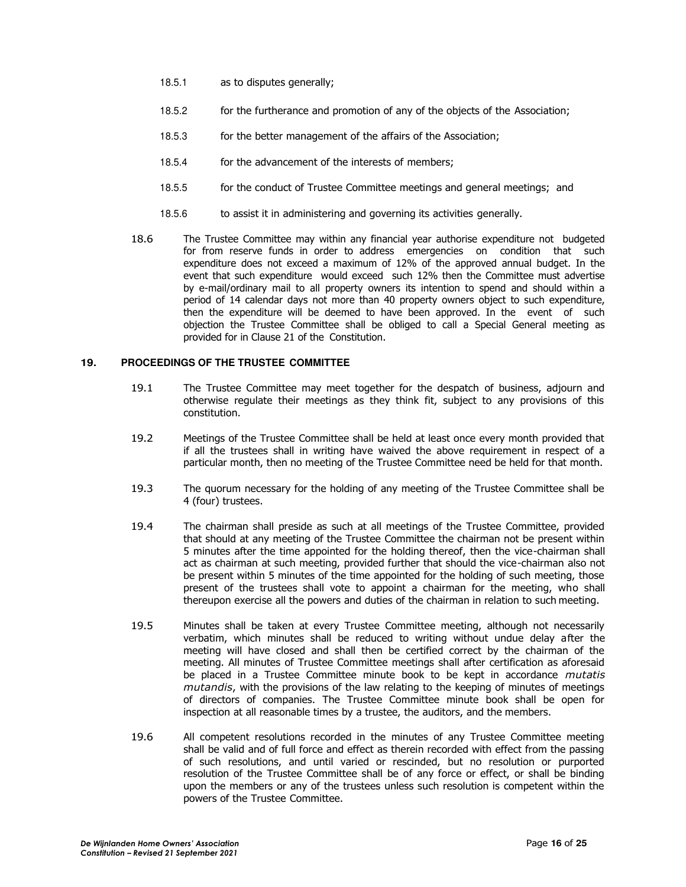18.5.1 as to disputes generally;

18.5.2 for the furtherance and promotion of any of the objects of the Association;

18.5.3 for the better management of the affairs of the Association;

18.5.4 for the advancement of the interests of members;

18.5.5 for the conduct of Trustee Committee meetings and general meetings; and

18.5.6 to assist it in administering and governing its activities generally.

18.6 The Trustee Committee may within any financial year authorise expenditure not budgeted for from reserve funds in order to address emergencies on condition that such expenditure does not exceed a maximum of 12% of the approved annual budget. In the event that such expenditure would exceed such 12% then the Committee must advertise by e-mail/ordinary mail to all property owners its intention to spend and should within a period of 14 calendar days not more than 40 property owners object to such expenditure, then the expenditure will be deemed to have been approved. In the event of such objection the Trustee Committee shall be obliged to call a Special General meeting as provided for in Clause 21 of the Constitution.

## 19. PROCEEDINGS OF THE TRUSTEE COMMITTEE

19.1 The Trustee Committee may meet together for the despatch of business, adjourn and otherwise regulate their meetings as they think fit, subject to any provisions of this constitution.

19.2 Meetings of the Trustee Committee shall be held at least once every month provided that if all the trustees shall in writing have waived the above requirement in respect of a particular month, then no meeting of the Trustee Committee need be held for that month.

19.3 The quorum necessary for the holding of any meeting of the Trustee Committee shall be 4 (four) trustees.

19.4 The chairman shall preside as such at all meetings of the Trustee Committee, provided that should at any meeting of the Trustee Committee the chairman not be present within 5 minutes after the time appointed for the holding thereof, then the vice-chairman shall act as chairman at such meeting, provided further that should the vice-chairman also not be present within 5 minutes of the time appointed for the holding of such meeting, those present of the trustees shall vote to appoint a chairman for the meeting, who shall thereupon exercise all the powers and duties of the chairman in relation to such meeting.

19.5 Minutes shall be taken at every Trustee Committee meeting, although not necessarily verbatim, which minutes shall be reduced to writing without undue delay after the meeting will have closed and shall then be certified correct by the chairman of the meeting. All minutes of Trustee Committee meetings shall after certification as aforesaid be placed in a Trustee Committee minute book to be kept in accordance *mutatis mutandis*, with the provisions of the law relating to the keeping of minutes of meetings of directors of companies. The Trustee Committee minute book shall be open for inspection at all reasonable times by a trustee, the auditors, and the members.

19.6 All competent resolutions recorded in the minutes of any Trustee Committee meeting shall be valid and of full force and effect as therein recorded with effect from the passing of such resolutions, and until varied or rescinded, but no resolution or purported resolution of the Trustee Committee shall be of any force or effect, or shall be binding upon the members or any of the trustees unless such resolution is competent within the powers of the Trustee Committee.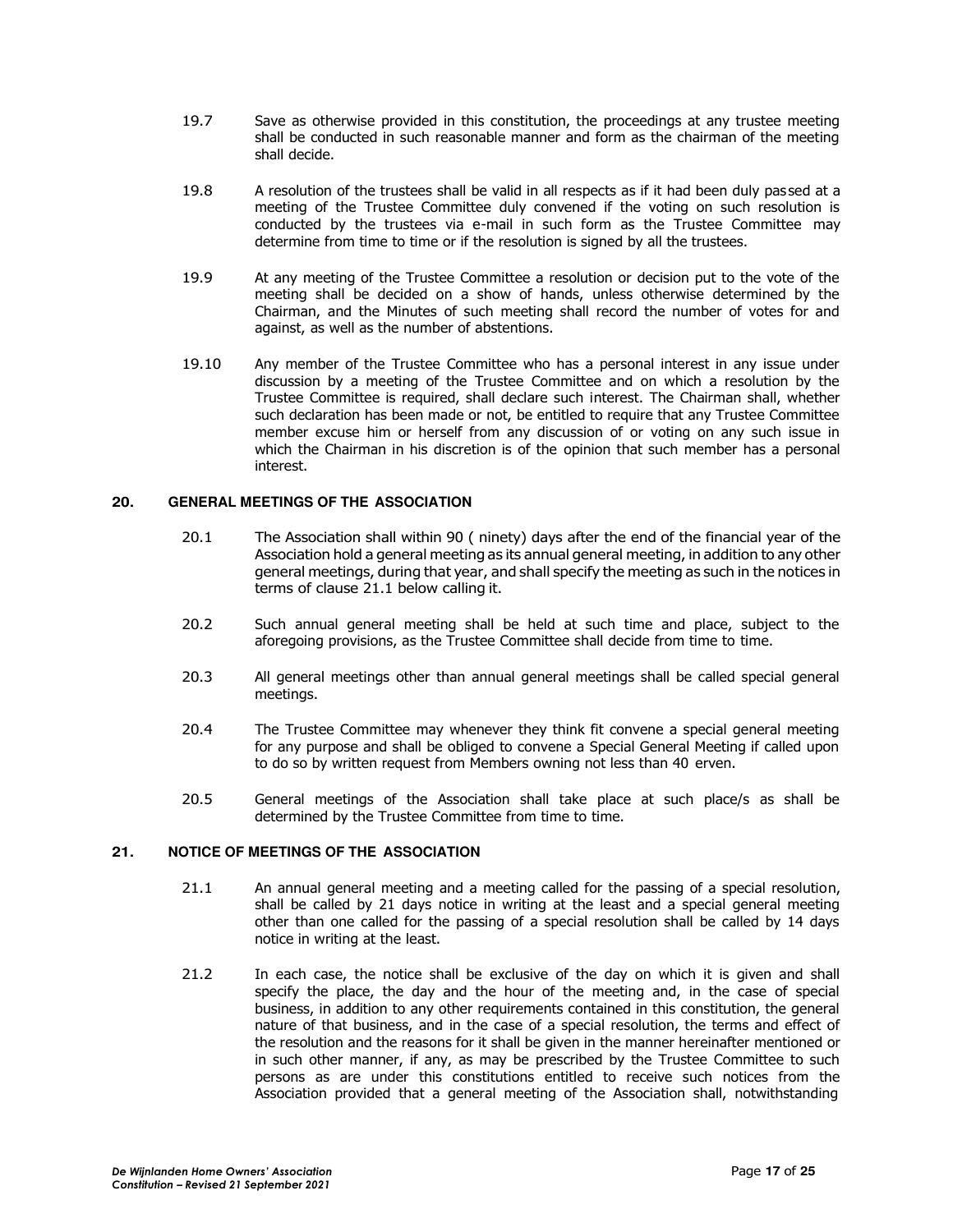19.7 Save as otherwise provided in this constitution, the proceedings at any trustee meeting shall be conducted in such reasonable manner and form as the chairman of the meeting shall decide.

19.8 A resolution of the trustees shall be valid in all respects as if it had been duly passed at a meeting of the Trustee Committee duly convened if the voting on such resolution is conducted by the trustees via e-mail in such form as the Trustee Committee may determine from time to time or if the resolution is signed by all the trustees.

19.9 At any meeting of the Trustee Committee a resolution or decision put to the vote of the meeting shall be decided on a show of hands, unless otherwise determined by the Chairman, and the Minutes of such meeting shall record the number of votes for and against, as well as the number of abstentions.

19.10 Any member of the Trustee Committee who has a personal interest in any issue under discussion by a meeting of the Trustee Committee and on which a resolution by the Trustee Committee is required, shall declare such interest. The Chairman shall, whether such declaration has been made or not, be entitled to require that any Trustee Committee member excuse him or herself from any discussion of or voting on any such issue in which the Chairman in his discretion is of the opinion that such member has a personal interest.

## 20. GENERAL MEETINGS OF THE ASSOCIATION

20.1 The Association shall within 90 ( ninety) days after the end of the financial year of the Association hold a general meeting as its annual general meeting, in addition to any other general meetings, during that year, and shall specify the meeting as such in the notices in terms of clause 21.1 below calling it.

20.2 Such annual general meeting shall be held at such time and place, subject to the aforegoing provisions, as the Trustee Committee shall decide from time to time.

20.3 All general meetings other than annual general meetings shall be called special general meetings.

20.4 The Trustee Committee may whenever they think fit convene a special general meeting for any purpose and shall be obliged to convene a Special General Meeting if called upon to do so by written request from Members owning not less than 40 erven.

20.5 General meetings of the Association shall take place at such place/s as shall be determined by the Trustee Committee from time to time.

## 21. NOTICE OF MEETINGS OF THE ASSOCIATION

21.1 An annual general meeting and a meeting called for the passing of a special resolution, shall be called by 21 days notice in writing at the least and a special general meeting other than one called for the passing of a special resolution shall be called by 14 days notice in writing at the least.

21.2 In each case, the notice shall be exclusive of the day on which it is given and shall specify the place, the day and the hour of the meeting and, in the case of special business, in addition to any other requirements contained in this constitution, the general nature of that business, and in the case of a special resolution, the terms and effect of the resolution and the reasons for it shall be given in the manner hereinafter mentioned or in such other manner, if any, as may be prescribed by the Trustee Committee to such persons as are under this constitutions entitled to receive such notices from the Association provided that a general meeting of the Association shall, notwithstanding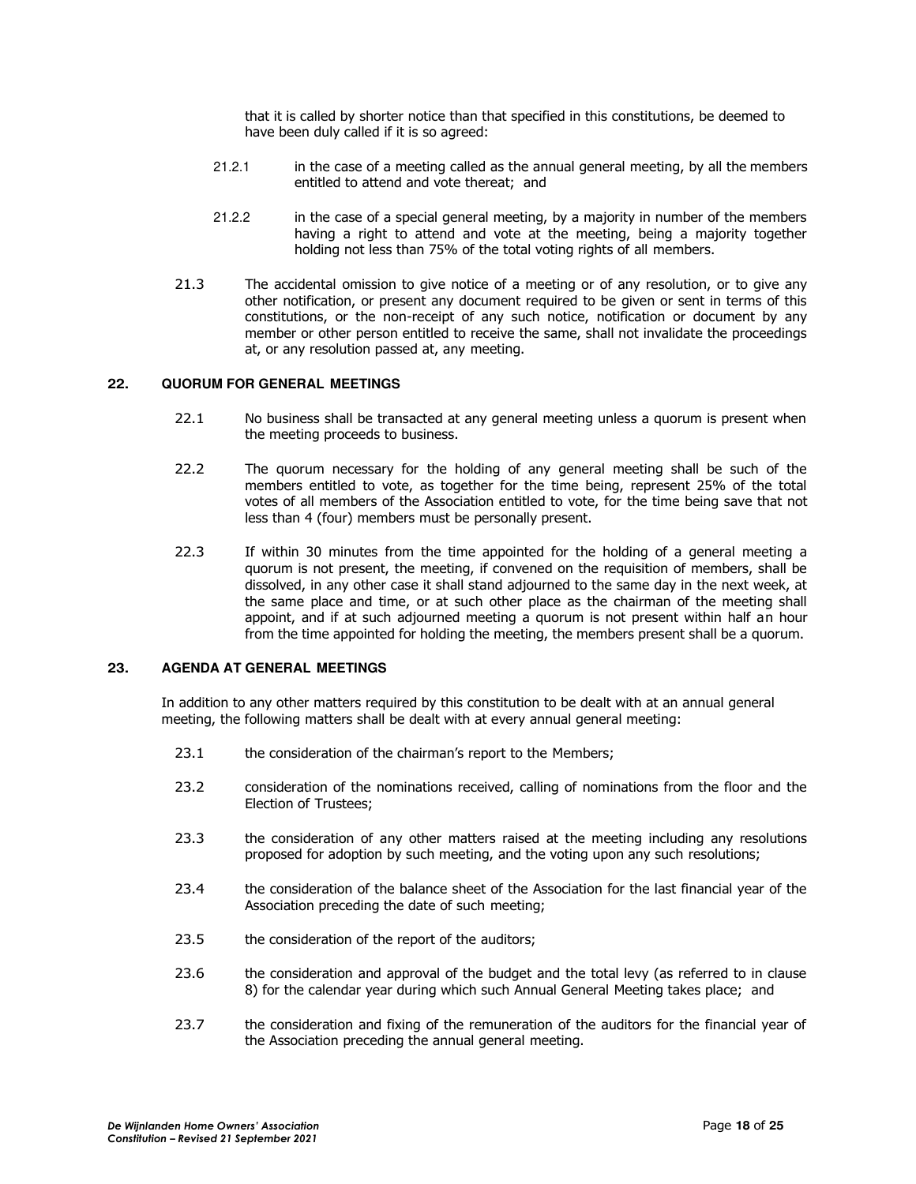that it is called by shorter notice than that specified in this constitutions, be deemed to have been duly called if it is so agreed:

21.2.1 in the case of a meeting called as the annual general meeting, by all the members entitled to attend and vote thereat; and

21.2.2 in the case of a special general meeting, by a majority in number of the members having a right to attend and vote at the meeting, being a majority together holding not less than 75% of the total voting rights of all members.

21.3 The accidental omission to give notice of a meeting or of any resolution, or to give any other notification, or present any document required to be given or sent in terms of this constitutions, or the non-receipt of any such notice, notification or document by any member or other person entitled to receive the same, shall not invalidate the proceedings at, or any resolution passed at, any meeting.

## 22. QUORUM FOR GENERAL MEETINGS

22.1 No business shall be transacted at any general meeting unless a quorum is present when the meeting proceeds to business.

22.2 The quorum necessary for the holding of any general meeting shall be such of the members entitled to vote, as together for the time being, represent 25% of the total votes of all members of the Association entitled to vote, for the time being save that not less than 4 (four) members must be personally present.

22.3 If within 30 minutes from the time appointed for the holding of a general meeting a quorum is not present, the meeting, if convened on the requisition of members, shall be dissolved, in any other case it shall stand adjourned to the same day in the next week, at the same place and time, or at such other place as the chairman of the meeting shall appoint, and if at such adjourned meeting a quorum is not present within half an hour from the time appointed for holding the meeting, the members present shall be a quorum.

## 23. AGENDA AT GENERAL MEETINGS

In addition to any other matters required by this constitution to be dealt with at an annual general meeting, the following matters shall be dealt with at every annual general meeting:

23.1 the consideration of the chairman's report to the Members;

23.2 consideration of the nominations received, calling of nominations from the floor and the Election of Trustees;

23.3 the consideration of any other matters raised at the meeting including any resolutions proposed for adoption by such meeting, and the voting upon any such resolutions;

23.4 the consideration of the balance sheet of the Association for the last financial year of the Association preceding the date of such meeting;

23.5 the consideration of the report of the auditors;

23.6 the consideration and approval of the budget and the total levy (as referred to in clause 8) for the calendar year during which such Annual General Meeting takes place; and

23.7 the consideration and fixing of the remuneration of the auditors for the financial year of the Association preceding the annual general meeting.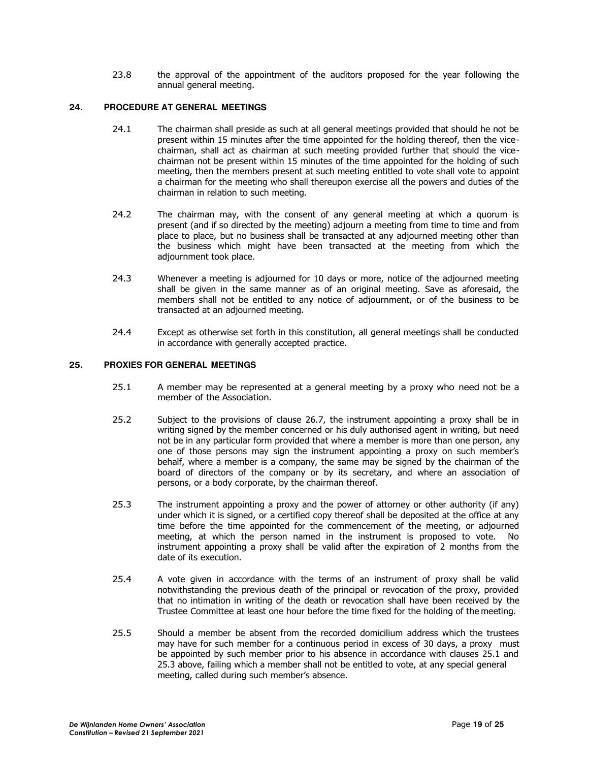23.8 the approval of the appointment of the auditors proposed for the year following the annual general meeting.

## 24. PROCEDURE AT GENERAL MEETINGS

24.1 The chairman shall preside as such at all general meetings provided that should he not be present within 15 minutes after the time appointed for the holding thereof, then the vice-chairman, shall act as chairman at such meeting provided further that should the vice-chairman not be present within 15 minutes of the time appointed for the holding of such meeting, then the members present at such meeting entitled to vote shall vote to appoint a chairman for the meeting who shall thereupon exercise all the powers and duties of the chairman in relation to such meeting.

24.2 The chairman may, with the consent of any general meeting at which a quorum is present (and if so directed by the meeting) adjourn a meeting from time to time and from place to place, but no business shall be transacted at any adjourned meeting other than the business which might have been transacted at the meeting from which the adjournment took place.

24.3 Whenever a meeting is adjourned for 10 days or more, notice of the adjourned meeting shall be given in the same manner as of an original meeting. Save as aforesaid, the members shall not be entitled to any notice of adjournment, or of the business to be transacted at an adjourned meeting.

24.4 Except as otherwise set forth in this constitution, all general meetings shall be conducted in accordance with generally accepted practice.

## 25. PROXIES FOR GENERAL MEETINGS

25.1 A member may be represented at a general meeting by a proxy who need not be a member of the Association.

25.2 Subject to the provisions of clause 26.7, the instrument appointing a proxy shall be in writing signed by the member concerned or his duly authorised agent in writing, but need not be in any particular form provided that where a member is more than one person, any one of those persons may sign the instrument appointing a proxy on such member's behalf, where a member is a company, the same may be signed by the chairman of the board of directors of the company or by its secretary, and where an association of persons, or a body corporate, by the chairman thereof.

25.3 The instrument appointing a proxy and the power of attorney or other authority (if any) under which it is signed, or a certified copy thereof shall be deposited at the office at any time before the time appointed for the commencement of the meeting, or adjourned meeting, at which the person named in the instrument is proposed to vote. No instrument appointing a proxy shall be valid after the expiration of 2 months from the date of its execution.

25.4 A vote given in accordance with the terms of an instrument of proxy shall be valid notwithstanding the previous death of the principal or revocation of the proxy, provided that no intimation in writing of the death or revocation shall have been received by the Trustee Committee at least one hour before the time fixed for the holding of the meeting.

25.5 Should a member be absent from the recorded domicilium address which the trustees may have for such member for a continuous period in excess of 30 days, a proxy must be appointed by such member prior to his absence in accordance with clauses 25.1 and 25.3 above, failing which a member shall not be entitled to vote, at any special general meeting, called during such member's absence.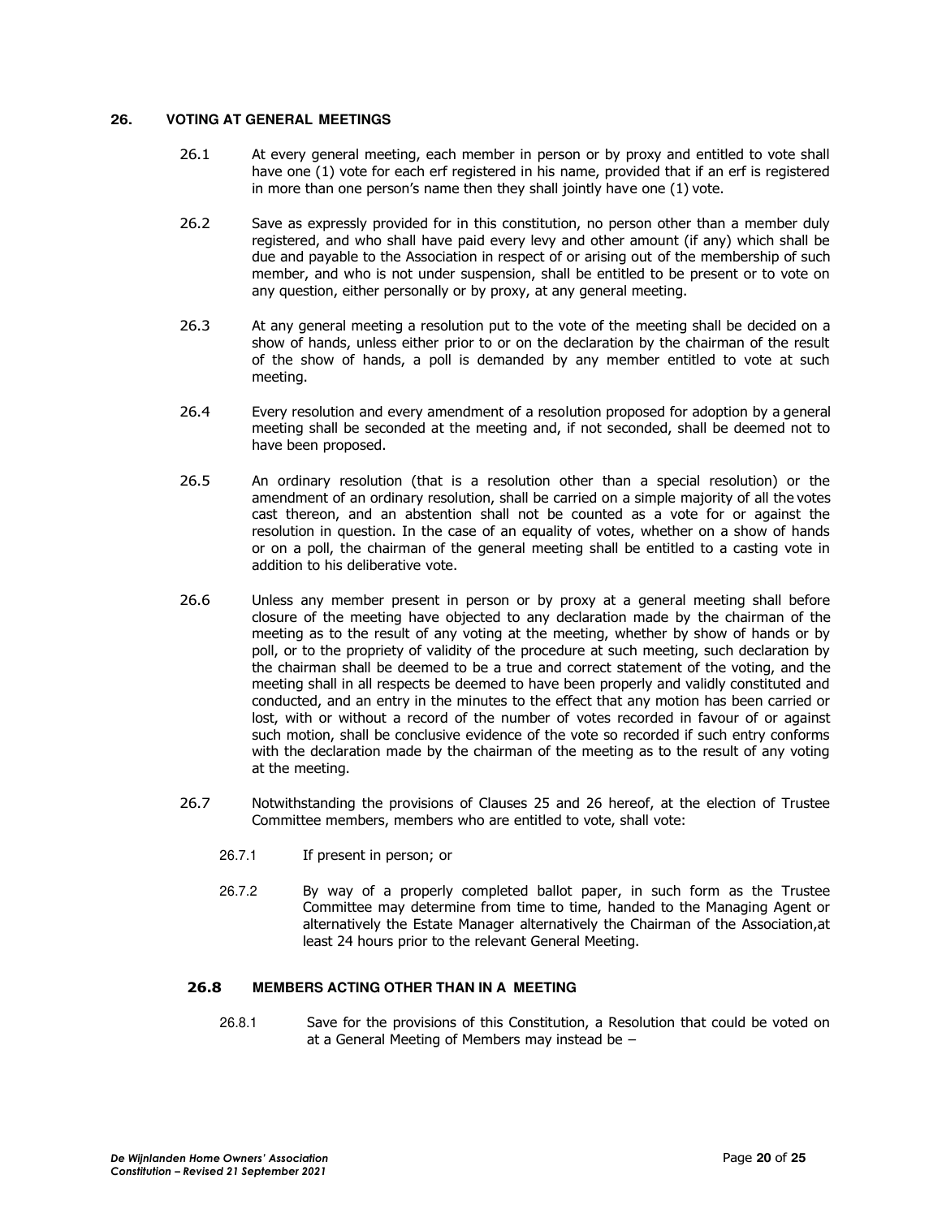## 26. VOTING AT GENERAL MEETINGS

26.1 At every general meeting, each member in person or by proxy and entitled to vote shall have one (1) vote for each erf registered in his name, provided that if an erf is registered in more than one person's name then they shall jointly have one (1) vote.

26.2 Save as expressly provided for in this constitution, no person other than a member duly registered, and who shall have paid every levy and other amount (if any) which shall be due and payable to the Association in respect of or arising out of the membership of such member, and who is not under suspension, shall be entitled to be present or to vote on any question, either personally or by proxy, at any general meeting.

26.3 At any general meeting a resolution put to the vote of the meeting shall be decided on a show of hands, unless either prior to or on the declaration by the chairman of the result of the show of hands, a poll is demanded by any member entitled to vote at such meeting.

26.4 Every resolution and every amendment of a resolution proposed for adoption by a general meeting shall be seconded at the meeting and, if not seconded, shall be deemed not to have been proposed.

26.5 An ordinary resolution (that is a resolution other than a special resolution) or the amendment of an ordinary resolution, shall be carried on a simple majority of all the votes cast thereon, and an abstention shall not be counted as a vote for or against the resolution in question. In the case of an equality of votes, whether on a show of hands or on a poll, the chairman of the general meeting shall be entitled to a casting vote in addition to his deliberative vote.

26.6 Unless any member present in person or by proxy at a general meeting shall before closure of the meeting have objected to any declaration made by the chairman of the meeting as to the result of any voting at the meeting, whether by show of hands or by poll, or to the propriety of validity of the procedure at such meeting, such declaration by the chairman shall be deemed to be a true and correct statement of the voting, and the meeting shall in all respects be deemed to have been properly and validly constituted and conducted, and an entry in the minutes to the effect that any motion has been carried or lost, with or without a record of the number of votes recorded in favour of or against such motion, shall be conclusive evidence of the vote so recorded if such entry conforms with the declaration made by the chairman of the meeting as to the result of any voting at the meeting.

26.7 Notwithstanding the provisions of Clauses 25 and 26 hereof, at the election of Trustee Committee members, members who are entitled to vote, shall vote:

26.7.1 If present in person; or

26.7.2 By way of a properly completed ballot paper, in such form as the Trustee Committee may determine from time to time, handed to the Managing Agent or alternatively the Estate Manager alternatively the Chairman of the Association,at least 24 hours prior to the relevant General Meeting.

### 26.8 MEMBERS ACTING OTHER THAN IN A MEETING

26.8.1 Save for the provisions of this Constitution, a Resolution that could be voted on at a General Meeting of Members may instead be –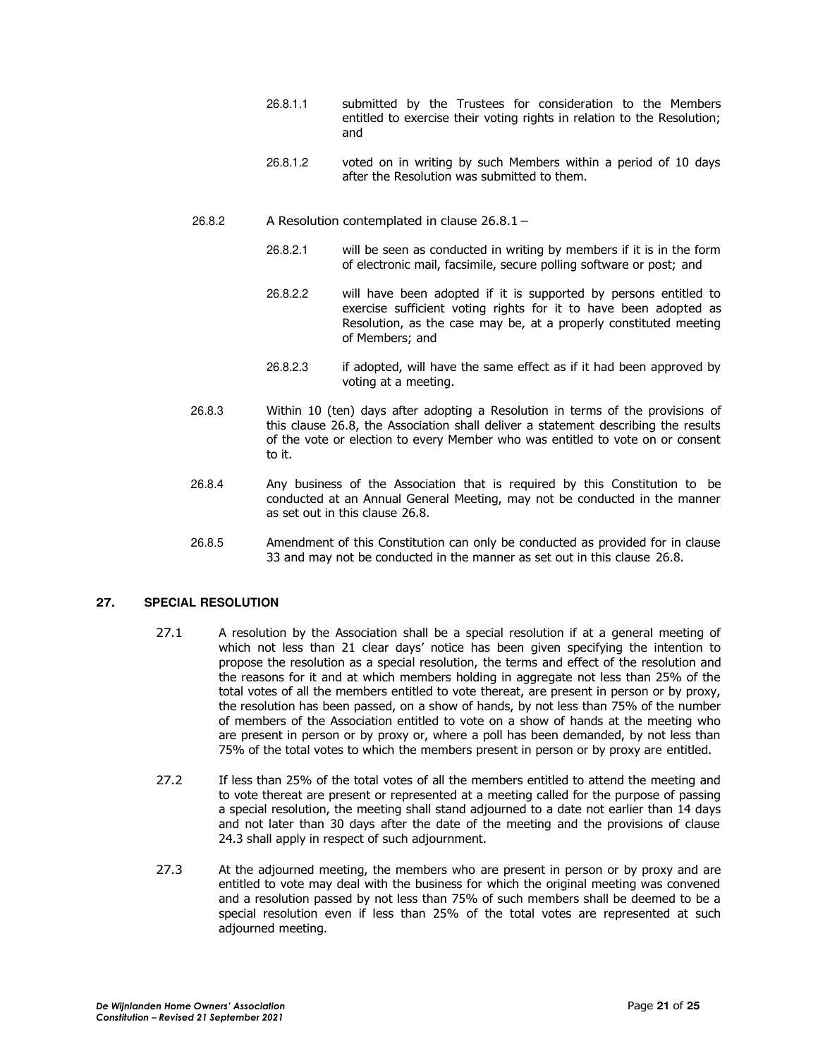26.8.1.1 submitted by the Trustees for consideration to the Members entitled to exercise their voting rights in relation to the Resolution; and

26.8.1.2 voted on in writing by such Members within a period of 10 days after the Resolution was submitted to them.

26.8.2 A Resolution contemplated in clause 26.8.1 –

26.8.2.1 will be seen as conducted in writing by members if it is in the form of electronic mail, facsimile, secure polling software or post; and

26.8.2.2 will have been adopted if it is supported by persons entitled to exercise sufficient voting rights for it to have been adopted as Resolution, as the case may be, at a properly constituted meeting of Members; and

26.8.2.3 if adopted, will have the same effect as if it had been approved by voting at a meeting.

26.8.3 Within 10 (ten) days after adopting a Resolution in terms of the provisions of this clause 26.8, the Association shall deliver a statement describing the results of the vote or election to every Member who was entitled to vote on or consent to it.

26.8.4 Any business of the Association that is required by this Constitution to be conducted at an Annual General Meeting, may not be conducted in the manner as set out in this clause 26.8.

26.8.5 Amendment of this Constitution can only be conducted as provided for in clause 33 and may not be conducted in the manner as set out in this clause 26.8.

## 27. SPECIAL RESOLUTION

27.1 A resolution by the Association shall be a special resolution if at a general meeting of which not less than 21 clear days' notice has been given specifying the intention to propose the resolution as a special resolution, the terms and effect of the resolution and the reasons for it and at which members holding in aggregate not less than 25% of the total votes of all the members entitled to vote thereat, are present in person or by proxy, the resolution has been passed, on a show of hands, by not less than 75% of the number of members of the Association entitled to vote on a show of hands at the meeting who are present in person or by proxy or, where a poll has been demanded, by not less than 75% of the total votes to which the members present in person or by proxy are entitled.

27.2 If less than 25% of the total votes of all the members entitled to attend the meeting and to vote thereat are present or represented at a meeting called for the purpose of passing a special resolution, the meeting shall stand adjourned to a date not earlier than 14 days and not later than 30 days after the date of the meeting and the provisions of clause 24.3 shall apply in respect of such adjournment.

27.3 At the adjourned meeting, the members who are present in person or by proxy and are entitled to vote may deal with the business for which the original meeting was convened and a resolution passed by not less than 75% of such members shall be deemed to be a special resolution even if less than 25% of the total votes are represented at such adjourned meeting.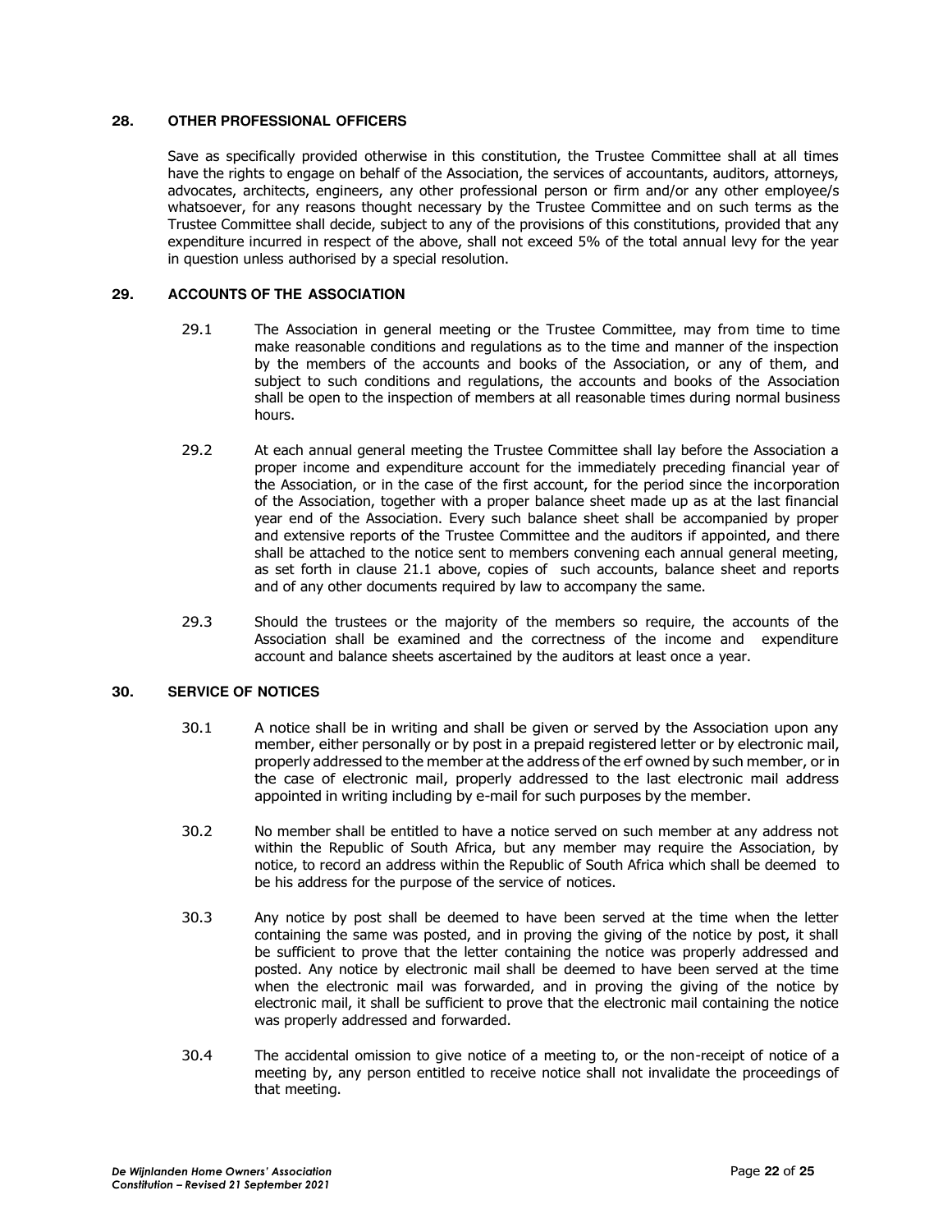**28. OTHER PROFESSIONAL OFFICERS**

Save as specifically provided otherwise in this constitution, the Trustee Committee shall at all times have the rights to engage on behalf of the Association, the services of accountants, auditors, attorneys, advocates, architects, engineers, any other professional person or firm and/or any other employee/s whatsoever, for any reasons thought necessary by the Trustee Committee and on such terms as the Trustee Committee shall decide, subject to any of the provisions of this constitutions, provided that any expenditure incurred in respect of the above, shall not exceed 5% of the total annual levy for the year in question unless authorised by a special resolution.

**29. ACCOUNTS OF THE ASSOCIATION**

29.1 The Association in general meeting or the Trustee Committee, may from time to time make reasonable conditions and regulations as to the time and manner of the inspection by the members of the accounts and books of the Association, or any of them, and subject to such conditions and regulations, the accounts and books of the Association shall be open to the inspection of members at all reasonable times during normal business hours.

29.2 At each annual general meeting the Trustee Committee shall lay before the Association a proper income and expenditure account for the immediately preceding financial year of the Association, or in the case of the first account, for the period since the incorporation of the Association, together with a proper balance sheet made up as at the last financial year end of the Association. Every such balance sheet shall be accompanied by proper and extensive reports of the Trustee Committee and the auditors if appointed, and there shall be attached to the notice sent to members convening each annual general meeting, as set forth in clause 21.1 above, copies of such accounts, balance sheet and reports and of any other documents required by law to accompany the same.

29.3 Should the trustees or the majority of the members so require, the accounts of the Association shall be examined and the correctness of the income and expenditure account and balance sheets ascertained by the auditors at least once a year.

**30. SERVICE OF NOTICES**

30.1 A notice shall be in writing and shall be given or served by the Association upon any member, either personally or by post in a prepaid registered letter or by electronic mail, properly addressed to the member at the address of the erf owned by such member, or in the case of electronic mail, properly addressed to the last electronic mail address appointed in writing including by e-mail for such purposes by the member.

30.2 No member shall be entitled to have a notice served on such member at any address not within the Republic of South Africa, but any member may require the Association, by notice, to record an address within the Republic of South Africa which shall be deemed to be his address for the purpose of the service of notices.

30.3 Any notice by post shall be deemed to have been served at the time when the letter containing the same was posted, and in proving the giving of the notice by post, it shall be sufficient to prove that the letter containing the notice was properly addressed and posted. Any notice by electronic mail shall be deemed to have been served at the time when the electronic mail was forwarded, and in proving the giving of the notice by electronic mail, it shall be sufficient to prove that the electronic mail containing the notice was properly addressed and forwarded.

30.4 The accidental omission to give notice of a meeting to, or the non-receipt of notice of a meeting by, any person entitled to receive notice shall not invalidate the proceedings of that meeting.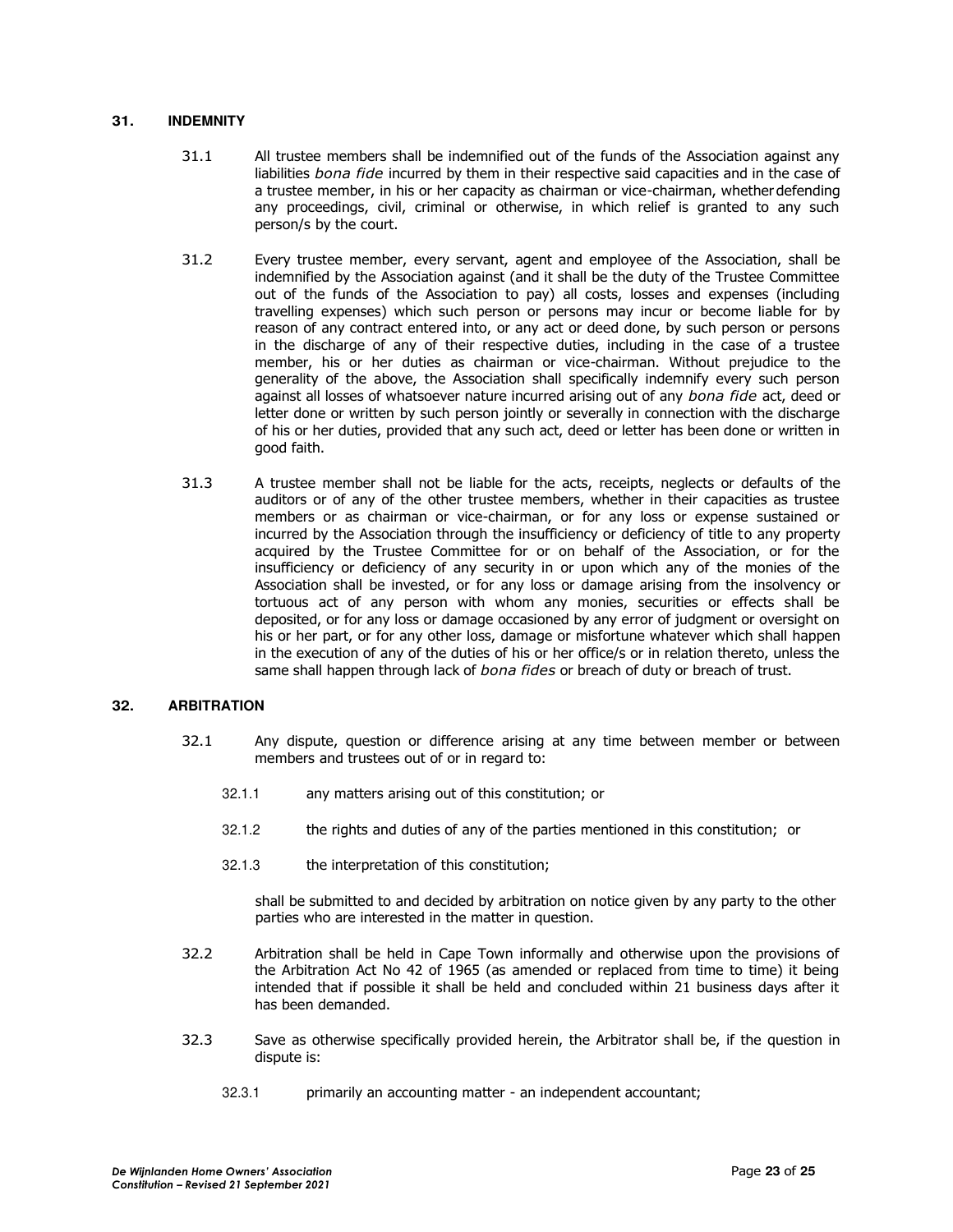## 31. INDEMNITY

31.1 All trustee members shall be indemnified out of the funds of the Association against any liabilities *bona fide* incurred by them in their respective said capacities and in the case of a trustee member, in his or her capacity as chairman or vice-chairman, whether defending any proceedings, civil, criminal or otherwise, in which relief is granted to any such person/s by the court.

31.2 Every trustee member, every servant, agent and employee of the Association, shall be indemnified by the Association against (and it shall be the duty of the Trustee Committee out of the funds of the Association to pay) all costs, losses and expenses (including travelling expenses) which such person or persons may incur or become liable for by reason of any contract entered into, or any act or deed done, by such person or persons in the discharge of any of their respective duties, including in the case of a trustee member, his or her duties as chairman or vice-chairman. Without prejudice to the generality of the above, the Association shall specifically indemnify every such person against all losses of whatsoever nature incurred arising out of any *bona fide* act, deed or letter done or written by such person jointly or severally in connection with the discharge of his or her duties, provided that any such act, deed or letter has been done or written in good faith.

31.3 A trustee member shall not be liable for the acts, receipts, neglects or defaults of the auditors or of any of the other trustee members, whether in their capacities as trustee members or as chairman or vice-chairman, or for any loss or expense sustained or incurred by the Association through the insufficiency or deficiency of title to any property acquired by the Trustee Committee for or on behalf of the Association, or for the insufficiency or deficiency of any security in or upon which any of the monies of the Association shall be invested, or for any loss or damage arising from the insolvency or tortuous act of any person with whom any monies, securities or effects shall be deposited, or for any loss or damage occasioned by any error of judgment or oversight on his or her part, or for any other loss, damage or misfortune whatever which shall happen in the execution of any of the duties of his or her office/s or in relation thereto, unless the same shall happen through lack of *bona fides* or breach of duty or breach of trust.

## 32. ARBITRATION

32.1 Any dispute, question or difference arising at any time between member or between members and trustees out of or in regard to:

32.1.1 any matters arising out of this constitution; or

32.1.2 the rights and duties of any of the parties mentioned in this constitution; or

32.1.3 the interpretation of this constitution;

shall be submitted to and decided by arbitration on notice given by any party to the other parties who are interested in the matter in question.

32.2 Arbitration shall be held in Cape Town informally and otherwise upon the provisions of the Arbitration Act No 42 of 1965 (as amended or replaced from time to time) it being intended that if possible it shall be held and concluded within 21 business days after it has been demanded.

32.3 Save as otherwise specifically provided herein, the Arbitrator shall be, if the question in dispute is:

32.3.1 primarily an accounting matter - an independent accountant;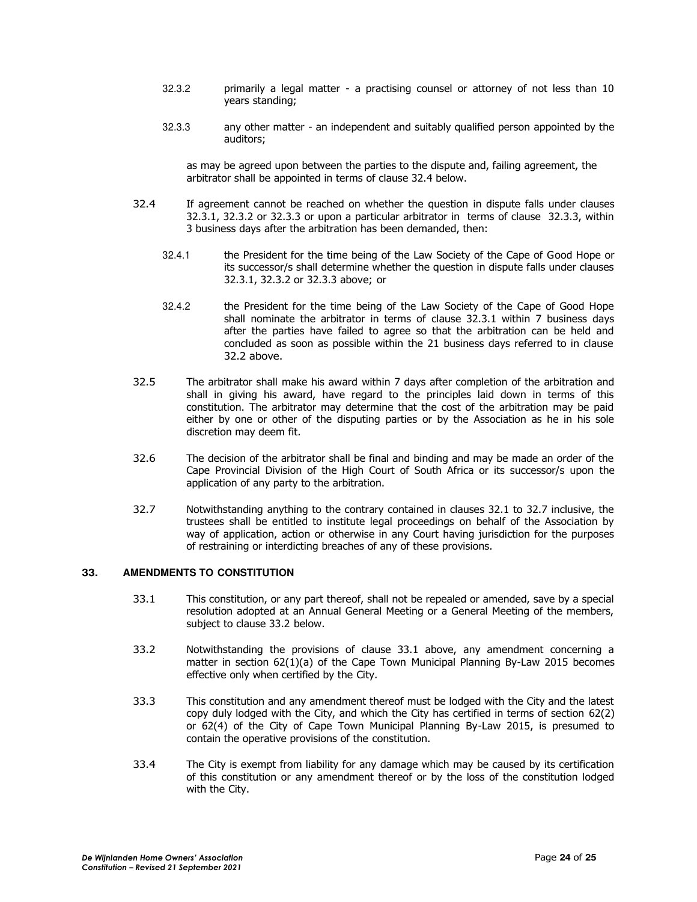32.3.2 primarily a legal matter - a practising counsel or attorney of not less than 10 years standing;

32.3.3 any other matter - an independent and suitably qualified person appointed by the auditors;

as may be agreed upon between the parties to the dispute and, failing agreement, the arbitrator shall be appointed in terms of clause 32.4 below.

32.4 If agreement cannot be reached on whether the question in dispute falls under clauses 32.3.1, 32.3.2 or 32.3.3 or upon a particular arbitrator in terms of clause 32.3.3, within 3 business days after the arbitration has been demanded, then:

32.4.1 the President for the time being of the Law Society of the Cape of Good Hope or its successor/s shall determine whether the question in dispute falls under clauses 32.3.1, 32.3.2 or 32.3.3 above; or

32.4.2 the President for the time being of the Law Society of the Cape of Good Hope shall nominate the arbitrator in terms of clause 32.3.1 within 7 business days after the parties have failed to agree so that the arbitration can be held and concluded as soon as possible within the 21 business days referred to in clause 32.2 above.

32.5 The arbitrator shall make his award within 7 days after completion of the arbitration and shall in giving his award, have regard to the principles laid down in terms of this constitution. The arbitrator may determine that the cost of the arbitration may be paid either by one or other of the disputing parties or by the Association as he in his sole discretion may deem fit.

32.6 The decision of the arbitrator shall be final and binding and may be made an order of the Cape Provincial Division of the High Court of South Africa or its successor/s upon the application of any party to the arbitration.

32.7 Notwithstanding anything to the contrary contained in clauses 32.1 to 32.7 inclusive, the trustees shall be entitled to institute legal proceedings on behalf of the Association by way of application, action or otherwise in any Court having jurisdiction for the purposes of restraining or interdicting breaches of any of these provisions.

## 33. AMENDMENTS TO CONSTITUTION

33.1 This constitution, or any part thereof, shall not be repealed or amended, save by a special resolution adopted at an Annual General Meeting or a General Meeting of the members, subject to clause 33.2 below.

33.2 Notwithstanding the provisions of clause 33.1 above, any amendment concerning a matter in section 62(1)(a) of the Cape Town Municipal Planning By-Law 2015 becomes effective only when certified by the City.

33.3 This constitution and any amendment thereof must be lodged with the City and the latest copy duly lodged with the City, and which the City has certified in terms of section 62(2) or 62(4) of the City of Cape Town Municipal Planning By-Law 2015, is presumed to contain the operative provisions of the constitution.

33.4 The City is exempt from liability for any damage which may be caused by its certification of this constitution or any amendment thereof or by the loss of the constitution lodged with the City.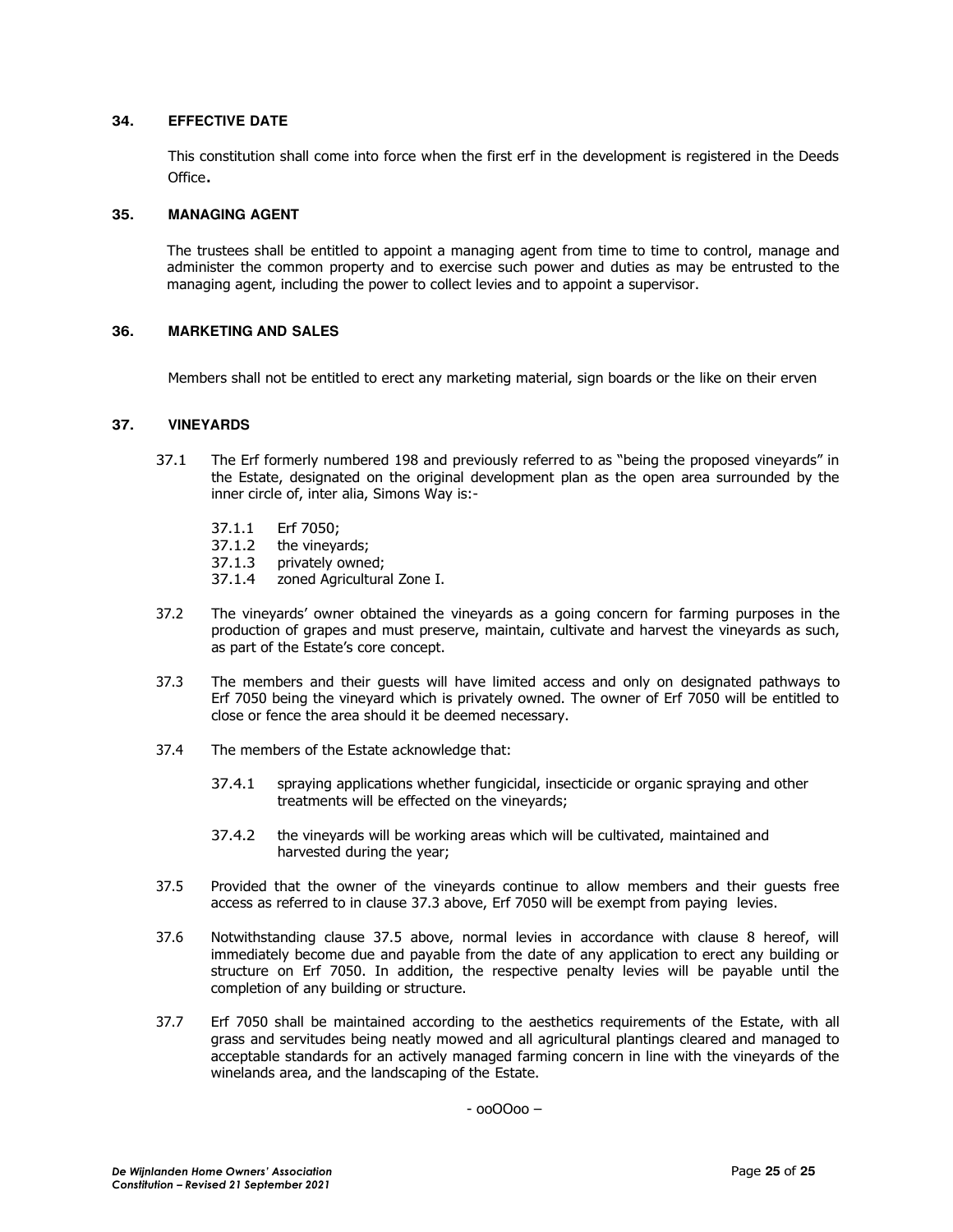### 34. EFFECTIVE DATE

This constitution shall come into force when the first erf in the development is registered in the Deeds Office.

### 35. MANAGING AGENT

The trustees shall be entitled to appoint a managing agent from time to time to control, manage and administer the common property and to exercise such power and duties as may be entrusted to the managing agent, including the power to collect levies and to appoint a supervisor.

### 36. MARKETING AND SALES

Members shall not be entitled to erect any marketing material, sign boards or the like on their erven

### 37. VINEYARDS

37.1 The Erf formerly numbered 198 and previously referred to as "being the proposed vineyards" in the Estate, designated on the original development plan as the open area surrounded by the inner circle of, inter alia, Simons Way is:-

- 37.1.1 Erf 7050;
- 37.1.2 the vineyards;
- 37.1.3 privately owned;
- 37.1.4 zoned Agricultural Zone I.

37.2 The vineyards' owner obtained the vineyards as a going concern for farming purposes in the production of grapes and must preserve, maintain, cultivate and harvest the vineyards as such, as part of the Estate's core concept.

37.3 The members and their guests will have limited access and only on designated pathways to Erf 7050 being the vineyard which is privately owned. The owner of Erf 7050 will be entitled to close or fence the area should it be deemed necessary.

37.4 The members of the Estate acknowledge that:

- 37.4.1 spraying applications whether fungicidal, insecticide or organic spraying and other treatments will be effected on the vineyards;
- 37.4.2 the vineyards will be working areas which will be cultivated, maintained and harvested during the year;

37.5 Provided that the owner of the vineyards continue to allow members and their guests free access as referred to in clause 37.3 above, Erf 7050 will be exempt from paying levies.

37.6 Notwithstanding clause 37.5 above, normal levies in accordance with clause 8 hereof, will immediately become due and payable from the date of any application to erect any building or structure on Erf 7050. In addition, the respective penalty levies will be payable until the completion of any building or structure.

37.7 Erf 7050 shall be maintained according to the aesthetics requirements of the Estate, with all grass and servitudes being neatly mowed and all agricultural plantings cleared and managed to acceptable standards for an actively managed farming concern in line with the vineyards of the winelands area, and the landscaping of the Estate.

- ooOOoo –